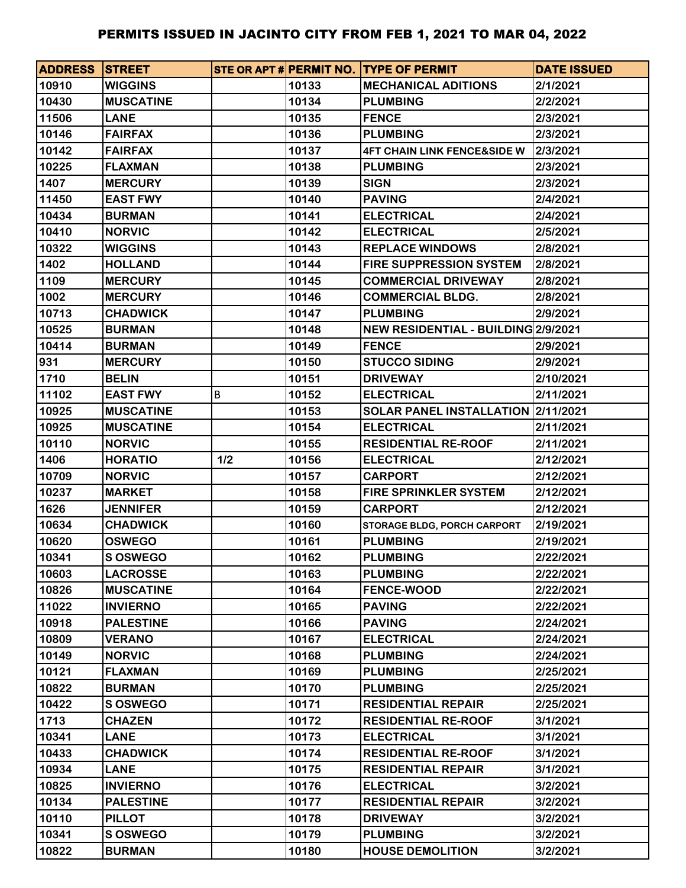# PERMITS ISSUED IN JACINTO CITY FROM FEB 1, 2021 TO MAR 04, 2022

| ADDRESS | STREET | STE OR APT # | PERMIT NO. | TYPE OF PERMIT | DATE ISSUED |
|---|---|---|---|---|---|
| 10910 | WIGGINS | | 10133 | MECHANICAL ADITIONS | 2/1/2021 |
| 10430 | MUSCATINE | | 10134 | PLUMBING | 2/2/2021 |
| 11506 | LANE | | 10135 | FENCE | 2/3/2021 |
| 10146 | FAIRFAX | | 10136 | PLUMBING | 2/3/2021 |
| 10142 | FAIRFAX | | 10137 | 4FT CHAIN LINK FENCE&SIDE W | 2/3/2021 |
| 10225 | FLAXMAN | | 10138 | PLUMBING | 2/3/2021 |
| 1407 | MERCURY | | 10139 | SIGN | 2/3/2021 |
| 11450 | EAST FWY | | 10140 | PAVING | 2/4/2021 |
| 10434 | BURMAN | | 10141 | ELECTRICAL | 2/4/2021 |
| 10410 | NORVIC | | 10142 | ELECTRICAL | 2/5/2021 |
| 10322 | WIGGINS | | 10143 | REPLACE WINDOWS | 2/8/2021 |
| 1402 | HOLLAND | | 10144 | FIRE SUPPRESSION SYSTEM | 2/8/2021 |
| 1109 | MERCURY | | 10145 | COMMERCIAL DRIVEWAY | 2/8/2021 |
| 1002 | MERCURY | | 10146 | COMMERCIAL BLDG. | 2/8/2021 |
| 10713 | CHADWICK | | 10147 | PLUMBING | 2/9/2021 |
| 10525 | BURMAN | | 10148 | NEW RESIDENTIAL - BUILDING | 2/9/2021 |
| 10414 | BURMAN | | 10149 | FENCE | 2/9/2021 |
| 931 | MERCURY | | 10150 | STUCCO SIDING | 2/9/2021 |
| 1710 | BELIN | | 10151 | DRIVEWAY | 2/10/2021 |
| 11102 | EAST FWY | B | 10152 | ELECTRICAL | 2/11/2021 |
| 10925 | MUSCATINE | | 10153 | SOLAR PANEL INSTALLATION | 2/11/2021 |
| 10925 | MUSCATINE | | 10154 | ELECTRICAL | 2/11/2021 |
| 10110 | NORVIC | | 10155 | RESIDENTIAL RE-ROOF | 2/11/2021 |
| 1406 | HORATIO | 1/2 | 10156 | ELECTRICAL | 2/12/2021 |
| 10709 | NORVIC | | 10157 | CARPORT | 2/12/2021 |
| 10237 | MARKET | | 10158 | FIRE SPRINKLER SYSTEM | 2/12/2021 |
| 1626 | JENNIFER | | 10159 | CARPORT | 2/12/2021 |
| 10634 | CHADWICK | | 10160 | STORAGE BLDG, PORCH CARPORT | 2/19/2021 |
| 10620 | OSWEGO | | 10161 | PLUMBING | 2/19/2021 |
| 10341 | S OSWEGO | | 10162 | PLUMBING | 2/22/2021 |
| 10603 | LACROSSE | | 10163 | PLUMBING | 2/22/2021 |
| 10826 | MUSCATINE | | 10164 | FENCE-WOOD | 2/22/2021 |
| 11022 | INVIERNO | | 10165 | PAVING | 2/22/2021 |
| 10918 | PALESTINE | | 10166 | PAVING | 2/24/2021 |
| 10809 | VERANO | | 10167 | ELECTRICAL | 2/24/2021 |
| 10149 | NORVIC | | 10168 | PLUMBING | 2/24/2021 |
| 10121 | FLAXMAN | | 10169 | PLUMBING | 2/25/2021 |
| 10822 | BURMAN | | 10170 | PLUMBING | 2/25/2021 |
| 10422 | S OSWEGO | | 10171 | RESIDENTIAL REPAIR | 2/25/2021 |
| 1713 | CHAZEN | | 10172 | RESIDENTIAL RE-ROOF | 3/1/2021 |
| 10341 | LANE | | 10173 | ELECTRICAL | 3/1/2021 |
| 10433 | CHADWICK | | 10174 | RESIDENTIAL RE-ROOF | 3/1/2021 |
| 10934 | LANE | | 10175 | RESIDENTIAL REPAIR | 3/1/2021 |
| 10825 | INVIERNO | | 10176 | ELECTRICAL | 3/2/2021 |
| 10134 | PALESTINE | | 10177 | RESIDENTIAL REPAIR | 3/2/2021 |
| 10110 | PILLOT | | 10178 | DRIVEWAY | 3/2/2021 |
| 10341 | S OSWEGO | | 10179 | PLUMBING | 3/2/2021 |
| 10822 | BURMAN | | 10180 | HOUSE DEMOLITION | 3/2/2021 |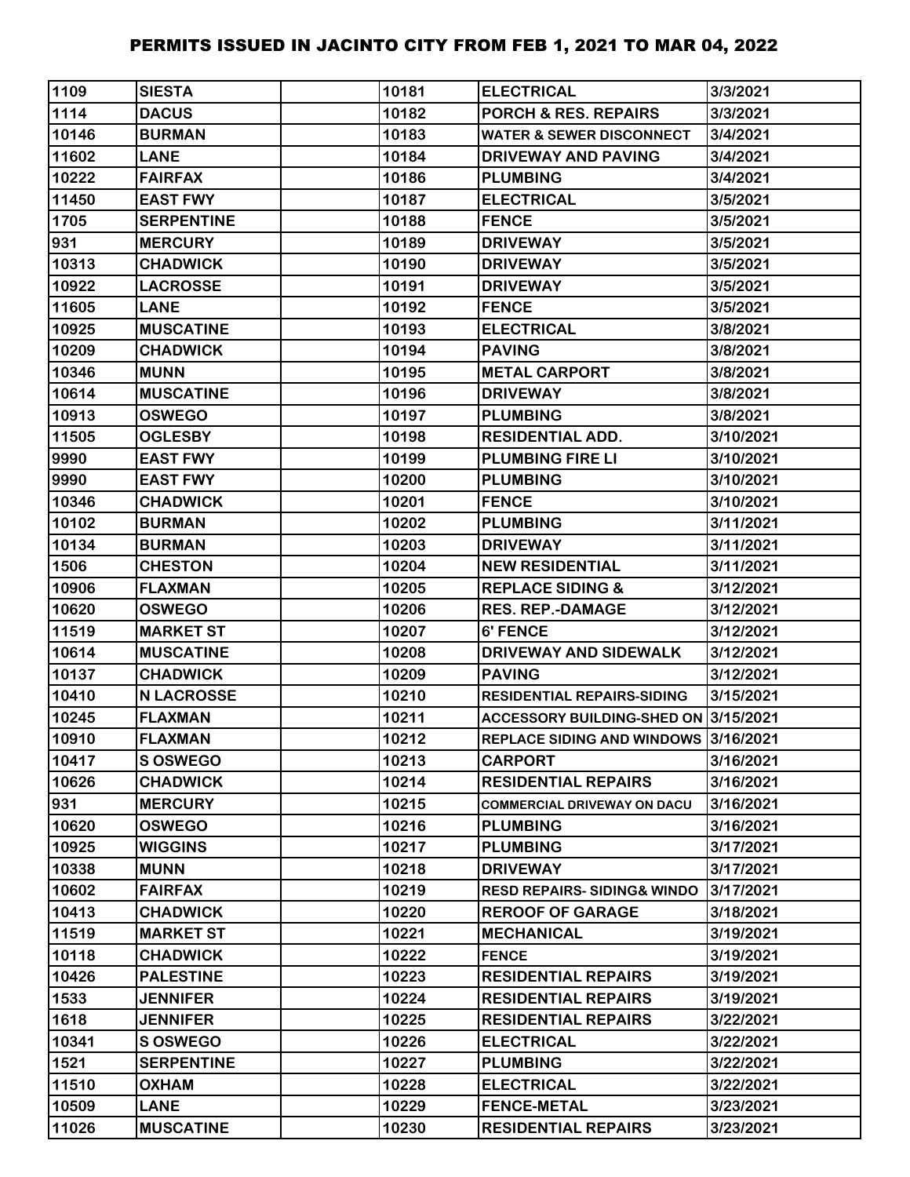| 1109 | SIESTA | | 10181 | ELECTRICAL | 3/3/2021 |
|---|---|---|---|---|---|
| 1114 | DACUS | | 10182 | PORCH & RES. REPAIRS | 3/3/2021 |
| 10146 | BURMAN | | 10183 | WATER & SEWER DISCONNECT | 3/4/2021 |
| 11602 | LANE | | 10184 | DRIVEWAY AND PAVING | 3/4/2021 |
| 10222 | FAIRFAX | | 10186 | PLUMBING | 3/4/2021 |
| 11450 | EAST FWY | | 10187 | ELECTRICAL | 3/5/2021 |
| 1705 | SERPENTINE | | 10188 | FENCE | 3/5/2021 |
| 931 | MERCURY | | 10189 | DRIVEWAY | 3/5/2021 |
| 10313 | CHADWICK | | 10190 | DRIVEWAY | 3/5/2021 |
| 10922 | LACROSSE | | 10191 | DRIVEWAY | 3/5/2021 |
| 11605 | LANE | | 10192 | FENCE | 3/5/2021 |
| 10925 | MUSCATINE | | 10193 | ELECTRICAL | 3/8/2021 |
| 10209 | CHADWICK | | 10194 | PAVING | 3/8/2021 |
| 10346 | MUNN | | 10195 | METAL CARPORT | 3/8/2021 |
| 10614 | MUSCATINE | | 10196 | DRIVEWAY | 3/8/2021 |
| 10913 | OSWEGO | | 10197 | PLUMBING | 3/8/2021 |
| 11505 | OGLESBY | | 10198 | RESIDENTIAL ADD. | 3/10/2021 |
| 9990 | EAST FWY | | 10199 | PLUMBING FIRE LI | 3/10/2021 |
| 9990 | EAST FWY | | 10200 | PLUMBING | 3/10/2021 |
| 10346 | CHADWICK | | 10201 | FENCE | 3/10/2021 |
| 10102 | BURMAN | | 10202 | PLUMBING | 3/11/2021 |
| 10134 | BURMAN | | 10203 | DRIVEWAY | 3/11/2021 |
| 1506 | CHESTON | | 10204 | NEW RESIDENTIAL | 3/11/2021 |
| 10906 | FLAXMAN | | 10205 | REPLACE SIDING & | 3/12/2021 |
| 10620 | OSWEGO | | 10206 | RES. REP.-DAMAGE | 3/12/2021 |
| 11519 | MARKET ST | | 10207 | 6' FENCE | 3/12/2021 |
| 10614 | MUSCATINE | | 10208 | DRIVEWAY AND SIDEWALK | 3/12/2021 |
| 10137 | CHADWICK | | 10209 | PAVING | 3/12/2021 |
| 10410 | N LACROSSE | | 10210 | RESIDENTIAL REPAIRS-SIDING | 3/15/2021 |
| 10245 | FLAXMAN | | 10211 | ACCESSORY BUILDING-SHED ON | 3/15/2021 |
| 10910 | FLAXMAN | | 10212 | REPLACE SIDING AND WINDOWS | 3/16/2021 |
| 10417 | S OSWEGO | | 10213 | CARPORT | 3/16/2021 |
| 10626 | CHADWICK | | 10214 | RESIDENTIAL REPAIRS | 3/16/2021 |
| 931 | MERCURY | | 10215 | COMMERCIAL DRIVEWAY ON DACU | 3/16/2021 |
| 10620 | OSWEGO | | 10216 | PLUMBING | 3/16/2021 |
| 10925 | WIGGINS | | 10217 | PLUMBING | 3/17/2021 |
| 10338 | MUNN | | 10218 | DRIVEWAY | 3/17/2021 |
| 10602 | FAIRFAX | | 10219 | RESD REPAIRS- SIDING& WINDO | 3/17/2021 |
| 10413 | CHADWICK | | 10220 | REROOF OF GARAGE | 3/18/2021 |
| 11519 | MARKET ST | | 10221 | MECHANICAL | 3/19/2021 |
| 10118 | CHADWICK | | 10222 | FENCE | 3/19/2021 |
| 10426 | PALESTINE | | 10223 | RESIDENTIAL REPAIRS | 3/19/2021 |
| 1533 | JENNIFER | | 10224 | RESIDENTIAL REPAIRS | 3/19/2021 |
| 1618 | JENNIFER | | 10225 | RESIDENTIAL REPAIRS | 3/22/2021 |
| 10341 | S OSWEGO | | 10226 | ELECTRICAL | 3/22/2021 |
| 1521 | SERPENTINE | | 10227 | PLUMBING | 3/22/2021 |
| 11510 | OXHAM | | 10228 | ELECTRICAL | 3/22/2021 |
| 10509 | LANE | | 10229 | FENCE-METAL | 3/23/2021 |
| 11026 | MUSCATINE | | 10230 | RESIDENTIAL REPAIRS | 3/23/2021 |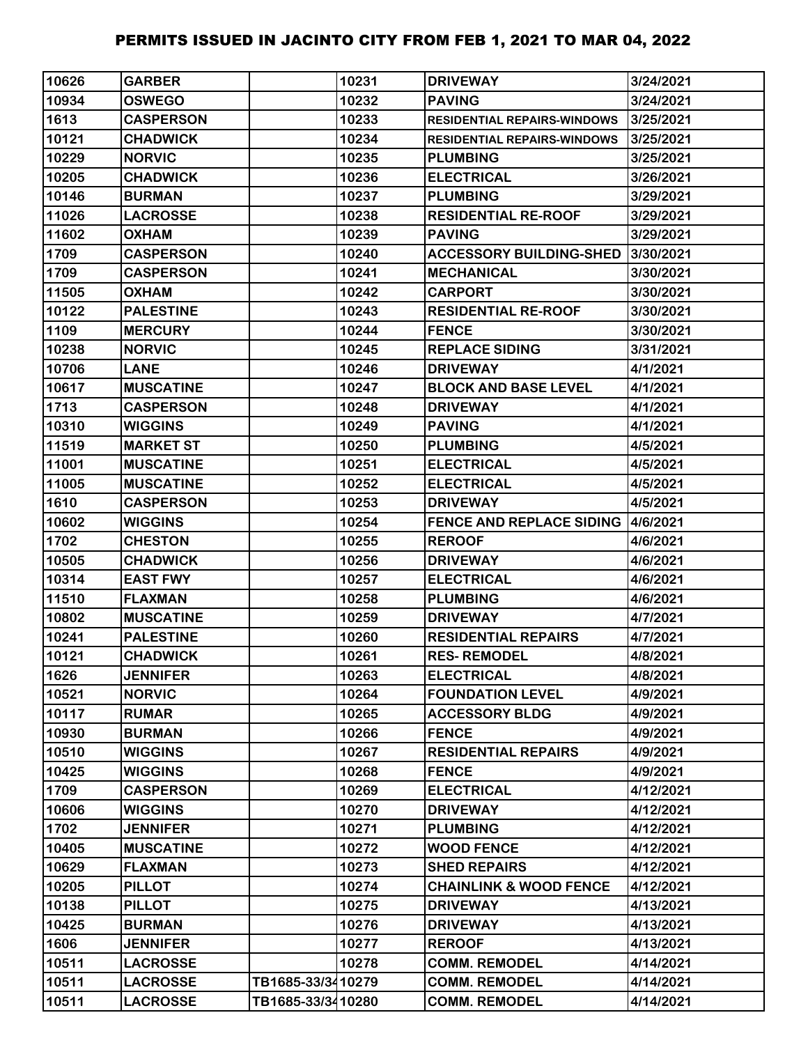# PERMITS ISSUED IN JACINTO CITY FROM FEB 1, 2021 TO MAR 04, 2022

| | | | | | |
|---|---|---|---|---|---|
| 10626 | GARBER | | 10231 | DRIVEWAY | 3/24/2021 |
| 10934 | OSWEGO | | 10232 | PAVING | 3/24/2021 |
| 1613 | CASPERSON | | 10233 | RESIDENTIAL REPAIRS-WINDOWS | 3/25/2021 |
| 10121 | CHADWICK | | 10234 | RESIDENTIAL REPAIRS-WINDOWS | 3/25/2021 |
| 10229 | NORVIC | | 10235 | PLUMBING | 3/25/2021 |
| 10205 | CHADWICK | | 10236 | ELECTRICAL | 3/26/2021 |
| 10146 | BURMAN | | 10237 | PLUMBING | 3/29/2021 |
| 11026 | LACROSSE | | 10238 | RESIDENTIAL RE-ROOF | 3/29/2021 |
| 11602 | OXHAM | | 10239 | PAVING | 3/29/2021 |
| 1709 | CASPERSON | | 10240 | ACCESSORY BUILDING-SHED | 3/30/2021 |
| 1709 | CASPERSON | | 10241 | MECHANICAL | 3/30/2021 |
| 11505 | OXHAM | | 10242 | CARPORT | 3/30/2021 |
| 10122 | PALESTINE | | 10243 | RESIDENTIAL RE-ROOF | 3/30/2021 |
| 1109 | MERCURY | | 10244 | FENCE | 3/30/2021 |
| 10238 | NORVIC | | 10245 | REPLACE SIDING | 3/31/2021 |
| 10706 | LANE | | 10246 | DRIVEWAY | 4/1/2021 |
| 10617 | MUSCATINE | | 10247 | BLOCK AND BASE LEVEL | 4/1/2021 |
| 1713 | CASPERSON | | 10248 | DRIVEWAY | 4/1/2021 |
| 10310 | WIGGINS | | 10249 | PAVING | 4/1/2021 |
| 11519 | MARKET ST | | 10250 | PLUMBING | 4/5/2021 |
| 11001 | MUSCATINE | | 10251 | ELECTRICAL | 4/5/2021 |
| 11005 | MUSCATINE | | 10252 | ELECTRICAL | 4/5/2021 |
| 1610 | CASPERSON | | 10253 | DRIVEWAY | 4/5/2021 |
| 10602 | WIGGINS | | 10254 | FENCE AND REPLACE SIDING | 4/6/2021 |
| 1702 | CHESTON | | 10255 | REROOF | 4/6/2021 |
| 10505 | CHADWICK | | 10256 | DRIVEWAY | 4/6/2021 |
| 10314 | EAST FWY | | 10257 | ELECTRICAL | 4/6/2021 |
| 11510 | FLAXMAN | | 10258 | PLUMBING | 4/6/2021 |
| 10802 | MUSCATINE | | 10259 | DRIVEWAY | 4/7/2021 |
| 10241 | PALESTINE | | 10260 | RESIDENTIAL REPAIRS | 4/7/2021 |
| 10121 | CHADWICK | | 10261 | RES- REMODEL | 4/8/2021 |
| 1626 | JENNIFER | | 10263 | ELECTRICAL | 4/8/2021 |
| 10521 | NORVIC | | 10264 | FOUNDATION LEVEL | 4/9/2021 |
| 10117 | RUMAR | | 10265 | ACCESSORY BLDG | 4/9/2021 |
| 10930 | BURMAN | | 10266 | FENCE | 4/9/2021 |
| 10510 | WIGGINS | | 10267 | RESIDENTIAL REPAIRS | 4/9/2021 |
| 10425 | WIGGINS | | 10268 | FENCE | 4/9/2021 |
| 1709 | CASPERSON | | 10269 | ELECTRICAL | 4/12/2021 |
| 10606 | WIGGINS | | 10270 | DRIVEWAY | 4/12/2021 |
| 1702 | JENNIFER | | 10271 | PLUMBING | 4/12/2021 |
| 10405 | MUSCATINE | | 10272 | WOOD FENCE | 4/12/2021 |
| 10629 | FLAXMAN | | 10273 | SHED REPAIRS | 4/12/2021 |
| 10205 | PILLOT | | 10274 | CHAINLINK & WOOD FENCE | 4/12/2021 |
| 10138 | PILLOT | | 10275 | DRIVEWAY | 4/13/2021 |
| 10425 | BURMAN | | 10276 | DRIVEWAY | 4/13/2021 |
| 1606 | JENNIFER | | 10277 | REROOF | 4/13/2021 |
| 10511 | LACROSSE | | 10278 | COMM. REMODEL | 4/14/2021 |
| 10511 | LACROSSE | TB1685-33/34 | 10279 | COMM. REMODEL | 4/14/2021 |
| 10511 | LACROSSE | TB1685-33/34 | 10280 | COMM. REMODEL | 4/14/2021 |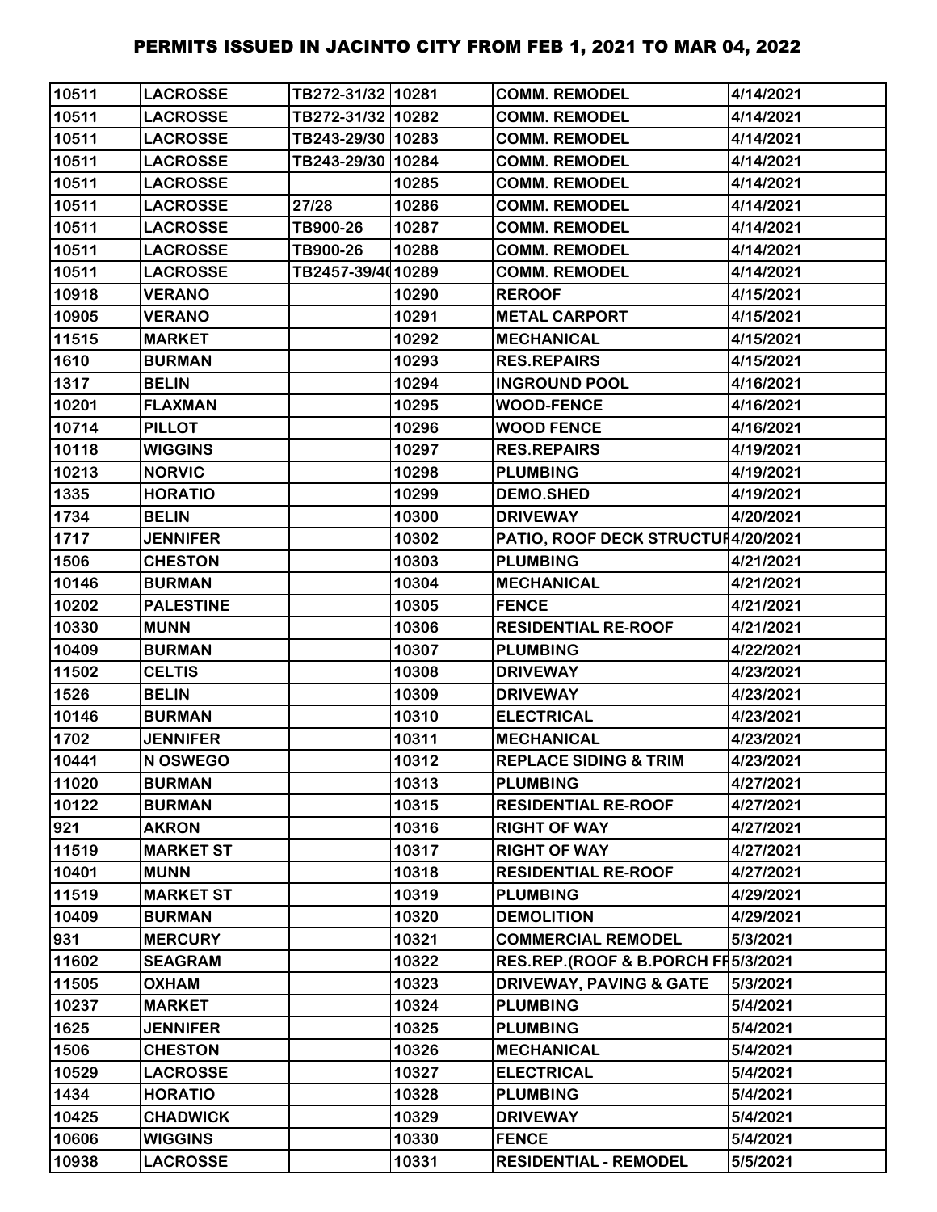| 10511 | LACROSSE | TB272-31/32 | 10281 | COMM. REMODEL | 4/14/2021 |
|---|---|---|---|---|---|
| 10511 | LACROSSE | TB272-31/32 | 10282 | COMM. REMODEL | 4/14/2021 |
| 10511 | LACROSSE | TB243-29/30 | 10283 | COMM. REMODEL | 4/14/2021 |
| 10511 | LACROSSE | TB243-29/30 | 10284 | COMM. REMODEL | 4/14/2021 |
| 10511 | LACROSSE | | 10285 | COMM. REMODEL | 4/14/2021 |
| 10511 | LACROSSE | 27/28 | 10286 | COMM. REMODEL | 4/14/2021 |
| 10511 | LACROSSE | TB900-26 | 10287 | COMM. REMODEL | 4/14/2021 |
| 10511 | LACROSSE | TB900-26 | 10288 | COMM. REMODEL | 4/14/2021 |
| 10511 | LACROSSE | TB2457-39/40 | 10289 | COMM. REMODEL | 4/14/2021 |
| 10918 | VERANO | | 10290 | REROOF | 4/15/2021 |
| 10905 | VERANO | | 10291 | METAL CARPORT | 4/15/2021 |
| 11515 | MARKET | | 10292 | MECHANICAL | 4/15/2021 |
| 1610 | BURMAN | | 10293 | RES.REPAIRS | 4/15/2021 |
| 1317 | BELIN | | 10294 | INGROUND POOL | 4/16/2021 |
| 10201 | FLAXMAN | | 10295 | WOOD-FENCE | 4/16/2021 |
| 10714 | PILLOT | | 10296 | WOOD FENCE | 4/16/2021 |
| 10118 | WIGGINS | | 10297 | RES.REPAIRS | 4/19/2021 |
| 10213 | NORVIC | | 10298 | PLUMBING | 4/19/2021 |
| 1335 | HORATIO | | 10299 | DEMO.SHED | 4/19/2021 |
| 1734 | BELIN | | 10300 | DRIVEWAY | 4/20/2021 |
| 1717 | JENNIFER | | 10302 | PATIO, ROOF DECK STRUCTUR | 4/20/2021 |
| 1506 | CHESTON | | 10303 | PLUMBING | 4/21/2021 |
| 10146 | BURMAN | | 10304 | MECHANICAL | 4/21/2021 |
| 10202 | PALESTINE | | 10305 | FENCE | 4/21/2021 |
| 10330 | MUNN | | 10306 | RESIDENTIAL RE-ROOF | 4/21/2021 |
| 10409 | BURMAN | | 10307 | PLUMBING | 4/22/2021 |
| 11502 | CELTIS | | 10308 | DRIVEWAY | 4/23/2021 |
| 1526 | BELIN | | 10309 | DRIVEWAY | 4/23/2021 |
| 10146 | BURMAN | | 10310 | ELECTRICAL | 4/23/2021 |
| 1702 | JENNIFER | | 10311 | MECHANICAL | 4/23/2021 |
| 10441 | N OSWEGO | | 10312 | REPLACE SIDING & TRIM | 4/23/2021 |
| 11020 | BURMAN | | 10313 | PLUMBING | 4/27/2021 |
| 10122 | BURMAN | | 10315 | RESIDENTIAL RE-ROOF | 4/27/2021 |
| 921 | AKRON | | 10316 | RIGHT OF WAY | 4/27/2021 |
| 11519 | MARKET ST | | 10317 | RIGHT OF WAY | 4/27/2021 |
| 10401 | MUNN | | 10318 | RESIDENTIAL RE-ROOF | 4/27/2021 |
| 11519 | MARKET ST | | 10319 | PLUMBING | 4/29/2021 |
| 10409 | BURMAN | | 10320 | DEMOLITION | 4/29/2021 |
| 931 | MERCURY | | 10321 | COMMERCIAL REMODEL | 5/3/2021 |
| 11602 | SEAGRAM | | 10322 | RES.REP.(ROOF & B.PORCH FR | 5/3/2021 |
| 11505 | OXHAM | | 10323 | DRIVEWAY, PAVING & GATE | 5/3/2021 |
| 10237 | MARKET | | 10324 | PLUMBING | 5/4/2021 |
| 1625 | JENNIFER | | 10325 | PLUMBING | 5/4/2021 |
| 1506 | CHESTON | | 10326 | MECHANICAL | 5/4/2021 |
| 10529 | LACROSSE | | 10327 | ELECTRICAL | 5/4/2021 |
| 1434 | HORATIO | | 10328 | PLUMBING | 5/4/2021 |
| 10425 | CHADWICK | | 10329 | DRIVEWAY | 5/4/2021 |
| 10606 | WIGGINS | | 10330 | FENCE | 5/4/2021 |
| 10938 | LACROSSE | | 10331 | RESIDENTIAL - REMODEL | 5/5/2021 |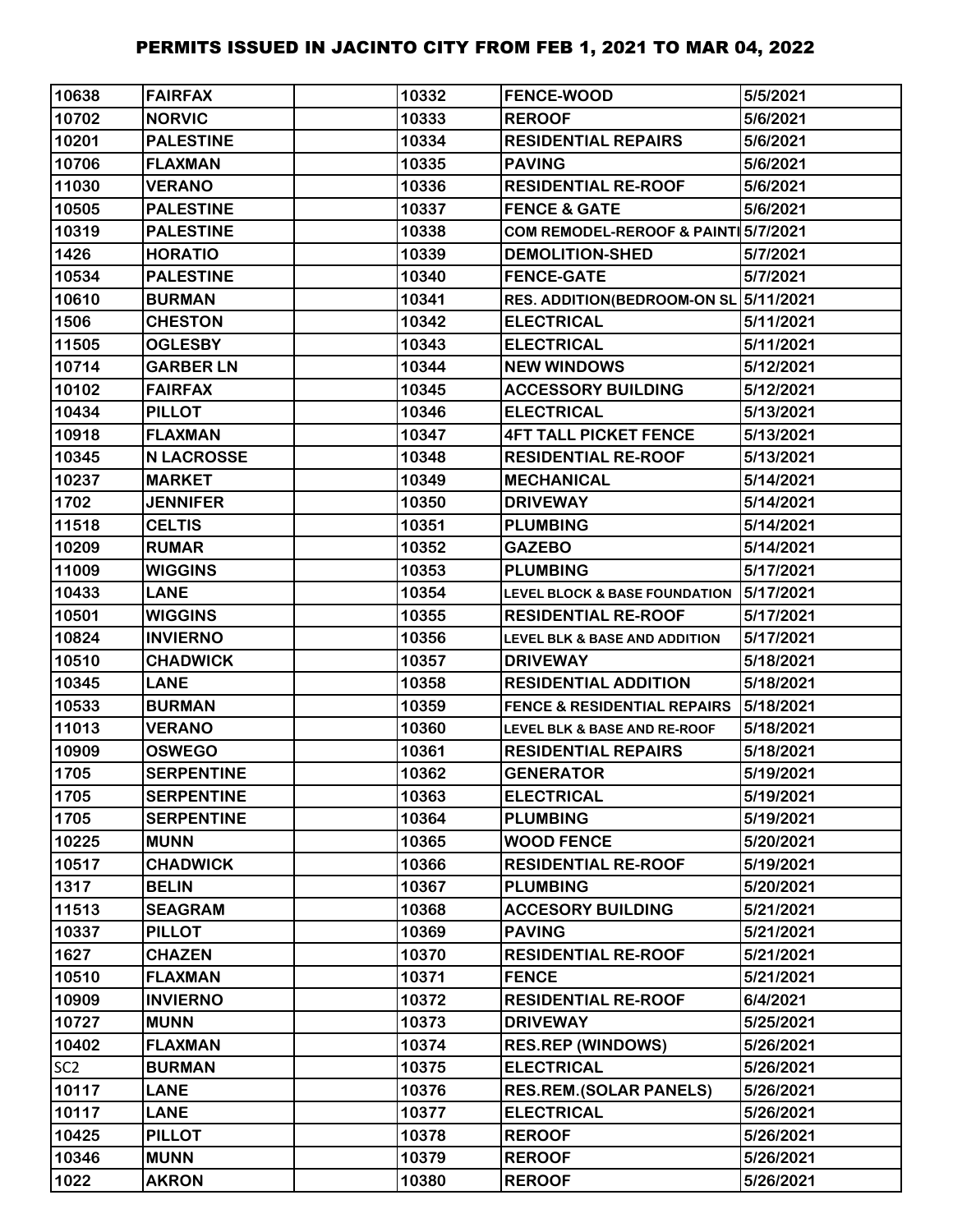| | | | | | |
|---|---|---|---|---|---|
| 10638 | FAIRFAX | | 10332 | FENCE-WOOD | 5/5/2021 |
| 10702 | NORVIC | | 10333 | REROOF | 5/6/2021 |
| 10201 | PALESTINE | | 10334 | RESIDENTIAL REPAIRS | 5/6/2021 |
| 10706 | FLAXMAN | | 10335 | PAVING | 5/6/2021 |
| 11030 | VERANO | | 10336 | RESIDENTIAL RE-ROOF | 5/6/2021 |
| 10505 | PALESTINE | | 10337 | FENCE & GATE | 5/6/2021 |
| 10319 | PALESTINE | | 10338 | COM REMODEL-REROOF & PAINTI | 5/7/2021 |
| 1426 | HORATIO | | 10339 | DEMOLITION-SHED | 5/7/2021 |
| 10534 | PALESTINE | | 10340 | FENCE-GATE | 5/7/2021 |
| 10610 | BURMAN | | 10341 | RES. ADDITION(BEDROOM-ON SL | 5/11/2021 |
| 1506 | CHESTON | | 10342 | ELECTRICAL | 5/11/2021 |
| 11505 | OGLESBY | | 10343 | ELECTRICAL | 5/11/2021 |
| 10714 | GARBER LN | | 10344 | NEW WINDOWS | 5/12/2021 |
| 10102 | FAIRFAX | | 10345 | ACCESSORY BUILDING | 5/12/2021 |
| 10434 | PILLOT | | 10346 | ELECTRICAL | 5/13/2021 |
| 10918 | FLAXMAN | | 10347 | 4FT TALL PICKET FENCE | 5/13/2021 |
| 10345 | N LACROSSE | | 10348 | RESIDENTIAL RE-ROOF | 5/13/2021 |
| 10237 | MARKET | | 10349 | MECHANICAL | 5/14/2021 |
| 1702 | JENNIFER | | 10350 | DRIVEWAY | 5/14/2021 |
| 11518 | CELTIS | | 10351 | PLUMBING | 5/14/2021 |
| 10209 | RUMAR | | 10352 | GAZEBO | 5/14/2021 |
| 11009 | WIGGINS | | 10353 | PLUMBING | 5/17/2021 |
| 10433 | LANE | | 10354 | LEVEL BLOCK & BASE FOUNDATION | 5/17/2021 |
| 10501 | WIGGINS | | 10355 | RESIDENTIAL RE-ROOF | 5/17/2021 |
| 10824 | INVIERNO | | 10356 | LEVEL BLK & BASE AND ADDITION | 5/17/2021 |
| 10510 | CHADWICK | | 10357 | DRIVEWAY | 5/18/2021 |
| 10345 | LANE | | 10358 | RESIDENTIAL ADDITION | 5/18/2021 |
| 10533 | BURMAN | | 10359 | FENCE & RESIDENTIAL REPAIRS | 5/18/2021 |
| 11013 | VERANO | | 10360 | LEVEL BLK & BASE AND RE-ROOF | 5/18/2021 |
| 10909 | OSWEGO | | 10361 | RESIDENTIAL REPAIRS | 5/18/2021 |
| 1705 | SERPENTINE | | 10362 | GENERATOR | 5/19/2021 |
| 1705 | SERPENTINE | | 10363 | ELECTRICAL | 5/19/2021 |
| 1705 | SERPENTINE | | 10364 | PLUMBING | 5/19/2021 |
| 10225 | MUNN | | 10365 | WOOD FENCE | 5/20/2021 |
| 10517 | CHADWICK | | 10366 | RESIDENTIAL RE-ROOF | 5/19/2021 |
| 1317 | BELIN | | 10367 | PLUMBING | 5/20/2021 |
| 11513 | SEAGRAM | | 10368 | ACCESORY BUILDING | 5/21/2021 |
| 10337 | PILLOT | | 10369 | PAVING | 5/21/2021 |
| 1627 | CHAZEN | | 10370 | RESIDENTIAL RE-ROOF | 5/21/2021 |
| 10510 | FLAXMAN | | 10371 | FENCE | 5/21/2021 |
| 10909 | INVIERNO | | 10372 | RESIDENTIAL RE-ROOF | 6/4/2021 |
| 10727 | MUNN | | 10373 | DRIVEWAY | 5/25/2021 |
| 10402 | FLAXMAN | | 10374 | RES.REP (WINDOWS) | 5/26/2021 |
| SC2 | BURMAN | | 10375 | ELECTRICAL | 5/26/2021 |
| 10117 | LANE | | 10376 | RES.REM.(SOLAR PANELS) | 5/26/2021 |
| 10117 | LANE | | 10377 | ELECTRICAL | 5/26/2021 |
| 10425 | PILLOT | | 10378 | REROOF | 5/26/2021 |
| 10346 | MUNN | | 10379 | REROOF | 5/26/2021 |
| 1022 | AKRON | | 10380 | REROOF | 5/26/2021 |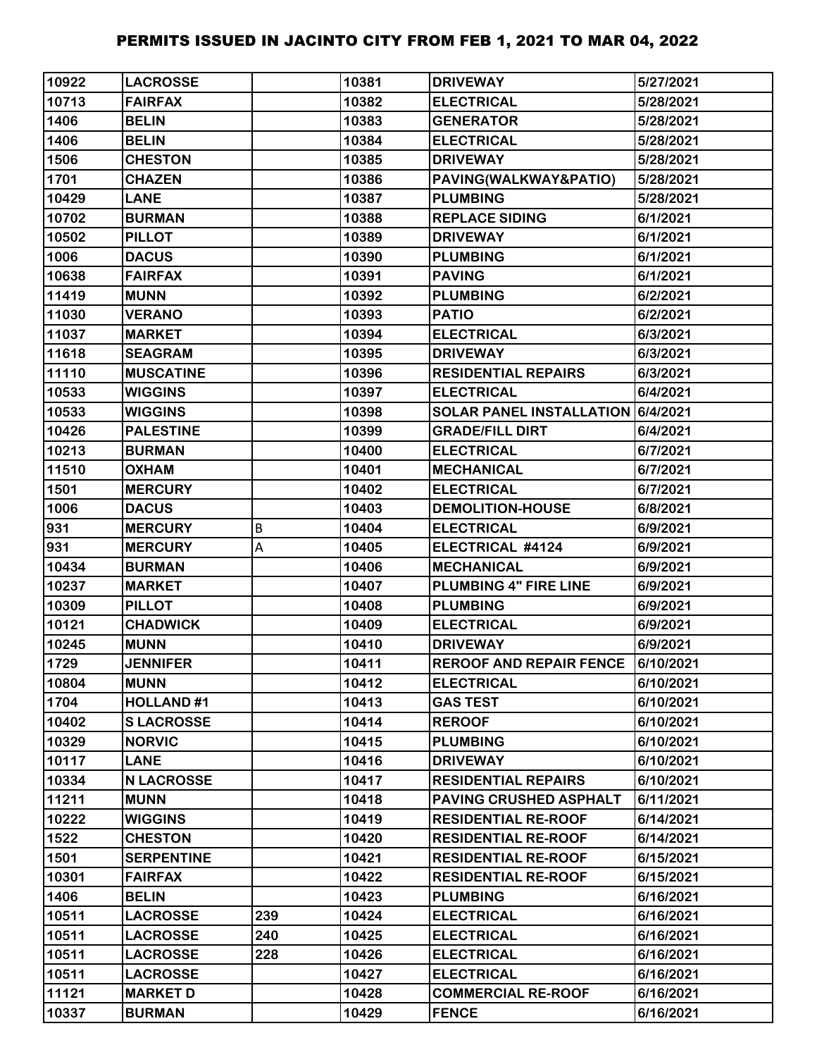# PERMITS ISSUED IN JACINTO CITY FROM FEB 1, 2021 TO MAR 04, 2022

| | | | | | |
|---|---|---|---|---|---|
| 10922 | LACROSSE | | 10381 | DRIVEWAY | 5/27/2021 |
| 10713 | FAIRFAX | | 10382 | ELECTRICAL | 5/28/2021 |
| 1406 | BELIN | | 10383 | GENERATOR | 5/28/2021 |
| 1406 | BELIN | | 10384 | ELECTRICAL | 5/28/2021 |
| 1506 | CHESTON | | 10385 | DRIVEWAY | 5/28/2021 |
| 1701 | CHAZEN | | 10386 | PAVING(WALKWAY&PATIO) | 5/28/2021 |
| 10429 | LANE | | 10387 | PLUMBING | 5/28/2021 |
| 10702 | BURMAN | | 10388 | REPLACE SIDING | 6/1/2021 |
| 10502 | PILLOT | | 10389 | DRIVEWAY | 6/1/2021 |
| 1006 | DACUS | | 10390 | PLUMBING | 6/1/2021 |
| 10638 | FAIRFAX | | 10391 | PAVING | 6/1/2021 |
| 11419 | MUNN | | 10392 | PLUMBING | 6/2/2021 |
| 11030 | VERANO | | 10393 | PATIO | 6/2/2021 |
| 11037 | MARKET | | 10394 | ELECTRICAL | 6/3/2021 |
| 11618 | SEAGRAM | | 10395 | DRIVEWAY | 6/3/2021 |
| 11110 | MUSCATINE | | 10396 | RESIDENTIAL REPAIRS | 6/3/2021 |
| 10533 | WIGGINS | | 10397 | ELECTRICAL | 6/4/2021 |
| 10533 | WIGGINS | | 10398 | SOLAR PANEL INSTALLATION | 6/4/2021 |
| 10426 | PALESTINE | | 10399 | GRADE/FILL DIRT | 6/4/2021 |
| 10213 | BURMAN | | 10400 | ELECTRICAL | 6/7/2021 |
| 11510 | OXHAM | | 10401 | MECHANICAL | 6/7/2021 |
| 1501 | MERCURY | | 10402 | ELECTRICAL | 6/7/2021 |
| 1006 | DACUS | | 10403 | DEMOLITION-HOUSE | 6/8/2021 |
| 931 | MERCURY | B | 10404 | ELECTRICAL | 6/9/2021 |
| 931 | MERCURY | A | 10405 | ELECTRICAL #4124 | 6/9/2021 |
| 10434 | BURMAN | | 10406 | MECHANICAL | 6/9/2021 |
| 10237 | MARKET | | 10407 | PLUMBING 4" FIRE LINE | 6/9/2021 |
| 10309 | PILLOT | | 10408 | PLUMBING | 6/9/2021 |
| 10121 | CHADWICK | | 10409 | ELECTRICAL | 6/9/2021 |
| 10245 | MUNN | | 10410 | DRIVEWAY | 6/9/2021 |
| 1729 | JENNIFER | | 10411 | REROOF AND REPAIR FENCE | 6/10/2021 |
| 10804 | MUNN | | 10412 | ELECTRICAL | 6/10/2021 |
| 1704 | HOLLAND #1 | | 10413 | GAS TEST | 6/10/2021 |
| 10402 | S LACROSSE | | 10414 | REROOF | 6/10/2021 |
| 10329 | NORVIC | | 10415 | PLUMBING | 6/10/2021 |
| 10117 | LANE | | 10416 | DRIVEWAY | 6/10/2021 |
| 10334 | N LACROSSE | | 10417 | RESIDENTIAL REPAIRS | 6/10/2021 |
| 11211 | MUNN | | 10418 | PAVING CRUSHED ASPHALT | 6/11/2021 |
| 10222 | WIGGINS | | 10419 | RESIDENTIAL RE-ROOF | 6/14/2021 |
| 1522 | CHESTON | | 10420 | RESIDENTIAL RE-ROOF | 6/14/2021 |
| 1501 | SERPENTINE | | 10421 | RESIDENTIAL RE-ROOF | 6/15/2021 |
| 10301 | FAIRFAX | | 10422 | RESIDENTIAL RE-ROOF | 6/15/2021 |
| 1406 | BELIN | | 10423 | PLUMBING | 6/16/2021 |
| 10511 | LACROSSE | 239 | 10424 | ELECTRICAL | 6/16/2021 |
| 10511 | LACROSSE | 240 | 10425 | ELECTRICAL | 6/16/2021 |
| 10511 | LACROSSE | 228 | 10426 | ELECTRICAL | 6/16/2021 |
| 10511 | LACROSSE | | 10427 | ELECTRICAL | 6/16/2021 |
| 11121 | MARKET D | | 10428 | COMMERCIAL RE-ROOF | 6/16/2021 |
| 10337 | BURMAN | | 10429 | FENCE | 6/16/2021 |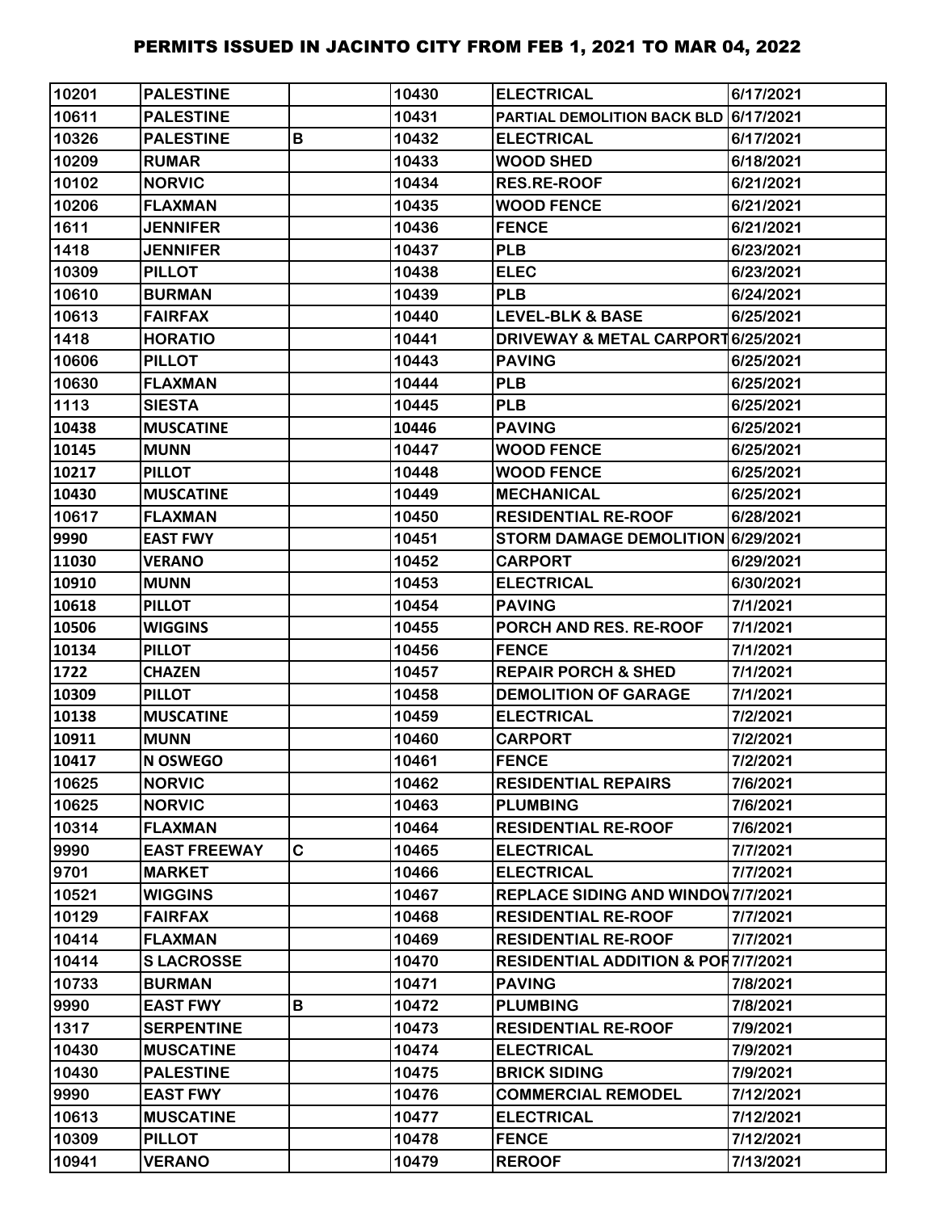# PERMITS ISSUED IN JACINTO CITY FROM FEB 1, 2021 TO MAR 04, 2022

| | | | | | |
|---|---|---|---|---|---|
| 10201 | PALESTINE | | 10430 | ELECTRICAL | 6/17/2021 |
| 10611 | PALESTINE | | 10431 | PARTIAL DEMOLITION BACK BLD | 6/17/2021 |
| 10326 | PALESTINE | B | 10432 | ELECTRICAL | 6/17/2021 |
| 10209 | RUMAR | | 10433 | WOOD SHED | 6/18/2021 |
| 10102 | NORVIC | | 10434 | RES.RE-ROOF | 6/21/2021 |
| 10206 | FLAXMAN | | 10435 | WOOD FENCE | 6/21/2021 |
| 1611 | JENNIFER | | 10436 | FENCE | 6/21/2021 |
| 1418 | JENNIFER | | 10437 | PLB | 6/23/2021 |
| 10309 | PILLOT | | 10438 | ELEC | 6/23/2021 |
| 10610 | BURMAN | | 10439 | PLB | 6/24/2021 |
| 10613 | FAIRFAX | | 10440 | LEVEL-BLK & BASE | 6/25/2021 |
| 1418 | HORATIO | | 10441 | DRIVEWAY & METAL CARPORT | 6/25/2021 |
| 10606 | PILLOT | | 10443 | PAVING | 6/25/2021 |
| 10630 | FLAXMAN | | 10444 | PLB | 6/25/2021 |
| 1113 | SIESTA | | 10445 | PLB | 6/25/2021 |
| 10438 | MUSCATINE | | 10446 | PAVING | 6/25/2021 |
| 10145 | MUNN | | 10447 | WOOD FENCE | 6/25/2021 |
| 10217 | PILLOT | | 10448 | WOOD FENCE | 6/25/2021 |
| 10430 | MUSCATINE | | 10449 | MECHANICAL | 6/25/2021 |
| 10617 | FLAXMAN | | 10450 | RESIDENTIAL RE-ROOF | 6/28/2021 |
| 9990 | EAST FWY | | 10451 | STORM DAMAGE DEMOLITION | 6/29/2021 |
| 11030 | VERANO | | 10452 | CARPORT | 6/29/2021 |
| 10910 | MUNN | | 10453 | ELECTRICAL | 6/30/2021 |
| 10618 | PILLOT | | 10454 | PAVING | 7/1/2021 |
| 10506 | WIGGINS | | 10455 | PORCH AND RES. RE-ROOF | 7/1/2021 |
| 10134 | PILLOT | | 10456 | FENCE | 7/1/2021 |
| 1722 | CHAZEN | | 10457 | REPAIR PORCH & SHED | 7/1/2021 |
| 10309 | PILLOT | | 10458 | DEMOLITION OF GARAGE | 7/1/2021 |
| 10138 | MUSCATINE | | 10459 | ELECTRICAL | 7/2/2021 |
| 10911 | MUNN | | 10460 | CARPORT | 7/2/2021 |
| 10417 | N OSWEGO | | 10461 | FENCE | 7/2/2021 |
| 10625 | NORVIC | | 10462 | RESIDENTIAL REPAIRS | 7/6/2021 |
| 10625 | NORVIC | | 10463 | PLUMBING | 7/6/2021 |
| 10314 | FLAXMAN | | 10464 | RESIDENTIAL RE-ROOF | 7/6/2021 |
| 9990 | EAST FREEWAY | C | 10465 | ELECTRICAL | 7/7/2021 |
| 9701 | MARKET | | 10466 | ELECTRICAL | 7/7/2021 |
| 10521 | WIGGINS | | 10467 | REPLACE SIDING AND WINDOW | 7/7/2021 |
| 10129 | FAIRFAX | | 10468 | RESIDENTIAL RE-ROOF | 7/7/2021 |
| 10414 | FLAXMAN | | 10469 | RESIDENTIAL RE-ROOF | 7/7/2021 |
| 10414 | S LACROSSE | | 10470 | RESIDENTIAL ADDITION & POR | 7/7/2021 |
| 10733 | BURMAN | | 10471 | PAVING | 7/8/2021 |
| 9990 | EAST FWY | B | 10472 | PLUMBING | 7/8/2021 |
| 1317 | SERPENTINE | | 10473 | RESIDENTIAL RE-ROOF | 7/9/2021 |
| 10430 | MUSCATINE | | 10474 | ELECTRICAL | 7/9/2021 |
| 10430 | PALESTINE | | 10475 | BRICK SIDING | 7/9/2021 |
| 9990 | EAST FWY | | 10476 | COMMERCIAL REMODEL | 7/12/2021 |
| 10613 | MUSCATINE | | 10477 | ELECTRICAL | 7/12/2021 |
| 10309 | PILLOT | | 10478 | FENCE | 7/12/2021 |
| 10941 | VERANO | | 10479 | REROOF | 7/13/2021 |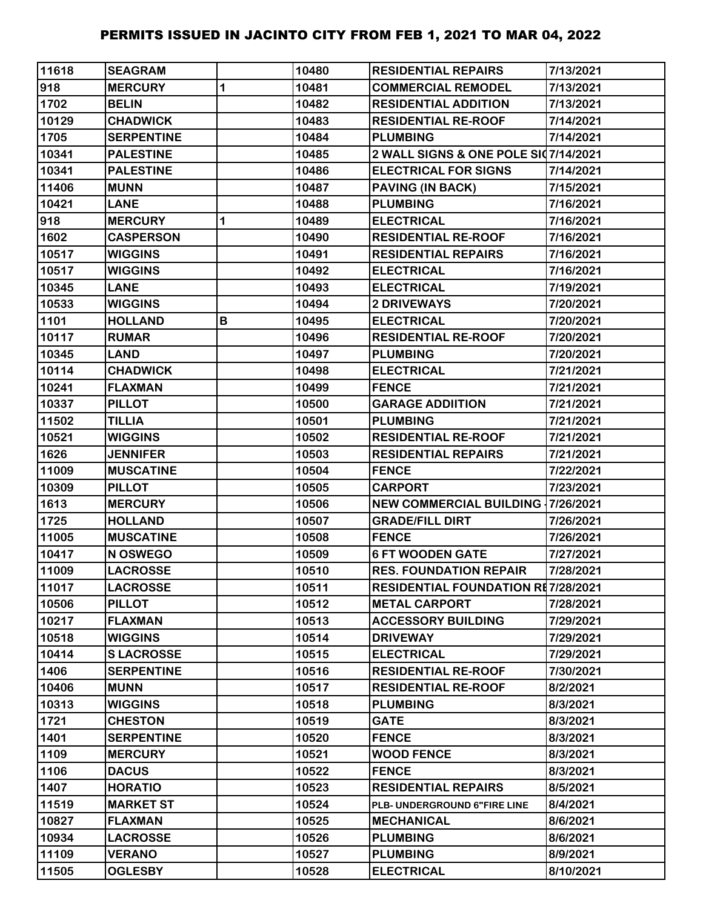# PERMITS ISSUED IN JACINTO CITY FROM FEB 1, 2021 TO MAR 04, 2022

| | | | | | |
|---|---|---|---|---|---|
| 11618 | SEAGRAM | | 10480 | RESIDENTIAL REPAIRS | 7/13/2021 |
| 918 | MERCURY | 1 | 10481 | COMMERCIAL REMODEL | 7/13/2021 |
| 1702 | BELIN | | 10482 | RESIDENTIAL ADDITION | 7/13/2021 |
| 10129 | CHADWICK | | 10483 | RESIDENTIAL RE-ROOF | 7/14/2021 |
| 1705 | SERPENTINE | | 10484 | PLUMBING | 7/14/2021 |
| 10341 | PALESTINE | | 10485 | 2 WALL SIGNS & ONE POLE SIG | 7/14/2021 |
| 10341 | PALESTINE | | 10486 | ELECTRICAL FOR SIGNS | 7/14/2021 |
| 11406 | MUNN | | 10487 | PAVING (IN BACK) | 7/15/2021 |
| 10421 | LANE | | 10488 | PLUMBING | 7/16/2021 |
| 918 | MERCURY | 1 | 10489 | ELECTRICAL | 7/16/2021 |
| 1602 | CASPERSON | | 10490 | RESIDENTIAL RE-ROOF | 7/16/2021 |
| 10517 | WIGGINS | | 10491 | RESIDENTIAL REPAIRS | 7/16/2021 |
| 10517 | WIGGINS | | 10492 | ELECTRICAL | 7/16/2021 |
| 10345 | LANE | | 10493 | ELECTRICAL | 7/19/2021 |
| 10533 | WIGGINS | | 10494 | 2 DRIVEWAYS | 7/20/2021 |
| 1101 | HOLLAND | B | 10495 | ELECTRICAL | 7/20/2021 |
| 10117 | RUMAR | | 10496 | RESIDENTIAL RE-ROOF | 7/20/2021 |
| 10345 | LAND | | 10497 | PLUMBING | 7/20/2021 |
| 10114 | CHADWICK | | 10498 | ELECTRICAL | 7/21/2021 |
| 10241 | FLAXMAN | | 10499 | FENCE | 7/21/2021 |
| 10337 | PILLOT | | 10500 | GARAGE ADDIITION | 7/21/2021 |
| 11502 | TILLIA | | 10501 | PLUMBING | 7/21/2021 |
| 10521 | WIGGINS | | 10502 | RESIDENTIAL RE-ROOF | 7/21/2021 |
| 1626 | JENNIFER | | 10503 | RESIDENTIAL REPAIRS | 7/21/2021 |
| 11009 | MUSCATINE | | 10504 | FENCE | 7/22/2021 |
| 10309 | PILLOT | | 10505 | CARPORT | 7/23/2021 |
| 1613 | MERCURY | | 10506 | NEW COMMERCIAL BUILDING - | 7/26/2021 |
| 1725 | HOLLAND | | 10507 | GRADE/FILL DIRT | 7/26/2021 |
| 11005 | MUSCATINE | | 10508 | FENCE | 7/26/2021 |
| 10417 | N OSWEGO | | 10509 | 6 FT WOODEN GATE | 7/27/2021 |
| 11009 | LACROSSE | | 10510 | RES. FOUNDATION REPAIR | 7/28/2021 |
| 11017 | LACROSSE | | 10511 | RESIDENTIAL FOUNDATION RE | 7/28/2021 |
| 10506 | PILLOT | | 10512 | METAL CARPORT | 7/28/2021 |
| 10217 | FLAXMAN | | 10513 | ACCESSORY BUILDING | 7/29/2021 |
| 10518 | WIGGINS | | 10514 | DRIVEWAY | 7/29/2021 |
| 10414 | S LACROSSE | | 10515 | ELECTRICAL | 7/29/2021 |
| 1406 | SERPENTINE | | 10516 | RESIDENTIAL RE-ROOF | 7/30/2021 |
| 10406 | MUNN | | 10517 | RESIDENTIAL RE-ROOF | 8/2/2021 |
| 10313 | WIGGINS | | 10518 | PLUMBING | 8/3/2021 |
| 1721 | CHESTON | | 10519 | GATE | 8/3/2021 |
| 1401 | SERPENTINE | | 10520 | FENCE | 8/3/2021 |
| 1109 | MERCURY | | 10521 | WOOD FENCE | 8/3/2021 |
| 1106 | DACUS | | 10522 | FENCE | 8/3/2021 |
| 1407 | HORATIO | | 10523 | RESIDENTIAL REPAIRS | 8/5/2021 |
| 11519 | MARKET ST | | 10524 | PLB- UNDERGROUND 6"FIRE LINE | 8/4/2021 |
| 10827 | FLAXMAN | | 10525 | MECHANICAL | 8/6/2021 |
| 10934 | LACROSSE | | 10526 | PLUMBING | 8/6/2021 |
| 11109 | VERANO | | 10527 | PLUMBING | 8/9/2021 |
| 11505 | OGLESBY | | 10528 | ELECTRICAL | 8/10/2021 |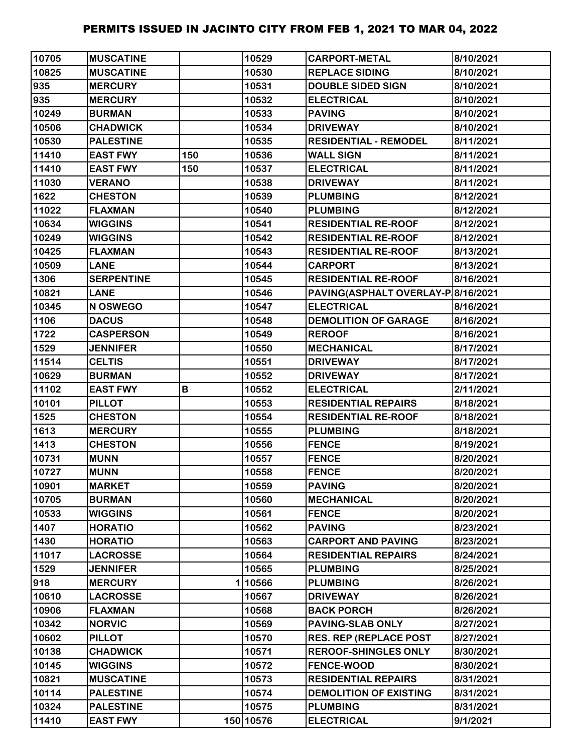# PERMITS ISSUED IN JACINTO CITY FROM FEB 1, 2021 TO MAR 04, 2022

| | | | | | |
|---|---|---|---|---|---|
| 10705 | MUSCATINE | | 10529 | CARPORT-METAL | 8/10/2021 |
| 10825 | MUSCATINE | | 10530 | REPLACE SIDING | 8/10/2021 |
| 935 | MERCURY | | 10531 | DOUBLE SIDED SIGN | 8/10/2021 |
| 935 | MERCURY | | 10532 | ELECTRICAL | 8/10/2021 |
| 10249 | BURMAN | | 10533 | PAVING | 8/10/2021 |
| 10506 | CHADWICK | | 10534 | DRIVEWAY | 8/10/2021 |
| 10530 | PALESTINE | | 10535 | RESIDENTIAL - REMODEL | 8/11/2021 |
| 11410 | EAST FWY | 150 | 10536 | WALL SIGN | 8/11/2021 |
| 11410 | EAST FWY | 150 | 10537 | ELECTRICAL | 8/11/2021 |
| 11030 | VERANO | | 10538 | DRIVEWAY | 8/11/2021 |
| 1622 | CHESTON | | 10539 | PLUMBING | 8/12/2021 |
| 11022 | FLAXMAN | | 10540 | PLUMBING | 8/12/2021 |
| 10634 | WIGGINS | | 10541 | RESIDENTIAL RE-ROOF | 8/12/2021 |
| 10249 | WIGGINS | | 10542 | RESIDENTIAL RE-ROOF | 8/12/2021 |
| 10425 | FLAXMAN | | 10543 | RESIDENTIAL RE-ROOF | 8/13/2021 |
| 10509 | LANE | | 10544 | CARPORT | 8/13/2021 |
| 1306 | SERPENTINE | | 10545 | RESIDENTIAL RE-ROOF | 8/16/2021 |
| 10821 | LANE | | 10546 | PAVING(ASPHALT OVERLAY-P | 8/16/2021 |
| 10345 | N OSWEGO | | 10547 | ELECTRICAL | 8/16/2021 |
| 1106 | DACUS | | 10548 | DEMOLITION OF GARAGE | 8/16/2021 |
| 1722 | CASPERSON | | 10549 | REROOF | 8/16/2021 |
| 1529 | JENNIFER | | 10550 | MECHANICAL | 8/17/2021 |
| 11514 | CELTIS | | 10551 | DRIVEWAY | 8/17/2021 |
| 10629 | BURMAN | | 10552 | DRIVEWAY | 8/17/2021 |
| 11102 | EAST FWY | B | 10552 | ELECTRICAL | 2/11/2021 |
| 10101 | PILLOT | | 10553 | RESIDENTIAL REPAIRS | 8/18/2021 |
| 1525 | CHESTON | | 10554 | RESIDENTIAL RE-ROOF | 8/18/2021 |
| 1613 | MERCURY | | 10555 | PLUMBING | 8/18/2021 |
| 1413 | CHESTON | | 10556 | FENCE | 8/19/2021 |
| 10731 | MUNN | | 10557 | FENCE | 8/20/2021 |
| 10727 | MUNN | | 10558 | FENCE | 8/20/2021 |
| 10901 | MARKET | | 10559 | PAVING | 8/20/2021 |
| 10705 | BURMAN | | 10560 | MECHANICAL | 8/20/2021 |
| 10533 | WIGGINS | | 10561 | FENCE | 8/20/2021 |
| 1407 | HORATIO | | 10562 | PAVING | 8/23/2021 |
| 1430 | HORATIO | | 10563 | CARPORT AND PAVING | 8/23/2021 |
| 11017 | LACROSSE | | 10564 | RESIDENTIAL REPAIRS | 8/24/2021 |
| 1529 | JENNIFER | | 10565 | PLUMBING | 8/25/2021 |
| 918 | MERCURY | 1 | 10566 | PLUMBING | 8/26/2021 |
| 10610 | LACROSSE | | 10567 | DRIVEWAY | 8/26/2021 |
| 10906 | FLAXMAN | | 10568 | BACK PORCH | 8/26/2021 |
| 10342 | NORVIC | | 10569 | PAVING-SLAB ONLY | 8/27/2021 |
| 10602 | PILLOT | | 10570 | RES. REP (REPLACE POST | 8/27/2021 |
| 10138 | CHADWICK | | 10571 | REROOF-SHINGLES ONLY | 8/30/2021 |
| 10145 | WIGGINS | | 10572 | FENCE-WOOD | 8/30/2021 |
| 10821 | MUSCATINE | | 10573 | RESIDENTIAL REPAIRS | 8/31/2021 |
| 10114 | PALESTINE | | 10574 | DEMOLITION OF EXISTING | 8/31/2021 |
| 10324 | PALESTINE | | 10575 | PLUMBING | 8/31/2021 |
| 11410 | EAST FWY | 150 | 10576 | ELECTRICAL | 9/1/2021 |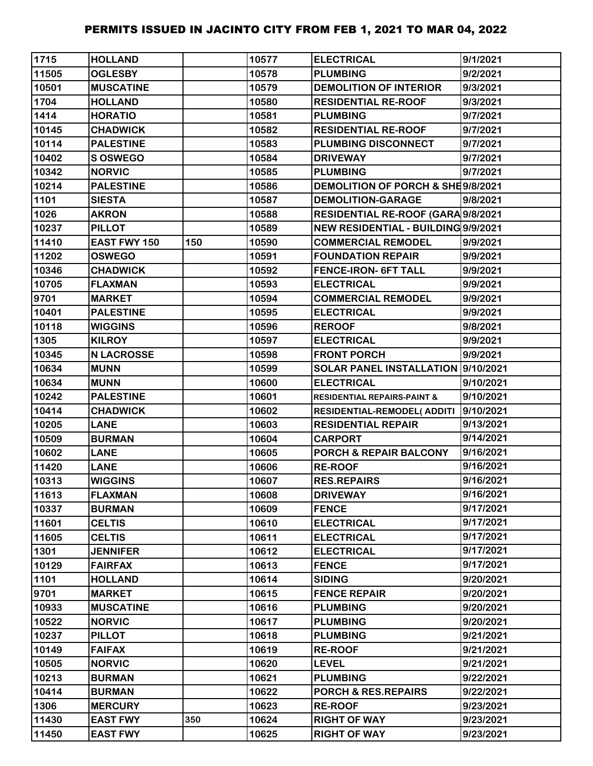# PERMITS ISSUED IN JACINTO CITY FROM FEB 1, 2021 TO MAR 04, 2022

| | | | | | |
|---|---|---|---|---|---|
| 1715 | HOLLAND | | 10577 | ELECTRICAL | 9/1/2021 |
| 11505 | OGLESBY | | 10578 | PLUMBING | 9/2/2021 |
| 10501 | MUSCATINE | | 10579 | DEMOLITION OF INTERIOR | 9/3/2021 |
| 1704 | HOLLAND | | 10580 | RESIDENTIAL RE-ROOF | 9/3/2021 |
| 1414 | HORATIO | | 10581 | PLUMBING | 9/7/2021 |
| 10145 | CHADWICK | | 10582 | RESIDENTIAL RE-ROOF | 9/7/2021 |
| 10114 | PALESTINE | | 10583 | PLUMBING DISCONNECT | 9/7/2021 |
| 10402 | S OSWEGO | | 10584 | DRIVEWAY | 9/7/2021 |
| 10342 | NORVIC | | 10585 | PLUMBING | 9/7/2021 |
| 10214 | PALESTINE | | 10586 | DEMOLITION OF PORCH & SHE | 9/8/2021 |
| 1101 | SIESTA | | 10587 | DEMOLITION-GARAGE | 9/8/2021 |
| 1026 | AKRON | | 10588 | RESIDENTIAL RE-ROOF (GARA | 9/8/2021 |
| 10237 | PILLOT | | 10589 | NEW RESIDENTIAL - BUILDING | 9/9/2021 |
| 11410 | EAST FWY 150 | 150 | 10590 | COMMERCIAL REMODEL | 9/9/2021 |
| 11202 | OSWEGO | | 10591 | FOUNDATION REPAIR | 9/9/2021 |
| 10346 | CHADWICK | | 10592 | FENCE-IRON- 6FT TALL | 9/9/2021 |
| 10705 | FLAXMAN | | 10593 | ELECTRICAL | 9/9/2021 |
| 9701 | MARKET | | 10594 | COMMERCIAL REMODEL | 9/9/2021 |
| 10401 | PALESTINE | | 10595 | ELECTRICAL | 9/9/2021 |
| 10118 | WIGGINS | | 10596 | REROOF | 9/8/2021 |
| 1305 | KILROY | | 10597 | ELECTRICAL | 9/9/2021 |
| 10345 | N LACROSSE | | 10598 | FRONT PORCH | 9/9/2021 |
| 10634 | MUNN | | 10599 | SOLAR PANEL INSTALLATION | 9/10/2021 |
| 10634 | MUNN | | 10600 | ELECTRICAL | 9/10/2021 |
| 10242 | PALESTINE | | 10601 | RESIDENTIAL REPAIRS-PAINT & | 9/10/2021 |
| 10414 | CHADWICK | | 10602 | RESIDENTIAL-REMODEL( ADDITI | 9/10/2021 |
| 10205 | LANE | | 10603 | RESIDENTIAL REPAIR | 9/13/2021 |
| 10509 | BURMAN | | 10604 | CARPORT | 9/14/2021 |
| 10602 | LANE | | 10605 | PORCH & REPAIR BALCONY | 9/16/2021 |
| 11420 | LANE | | 10606 | RE-ROOF | 9/16/2021 |
| 10313 | WIGGINS | | 10607 | RES.REPAIRS | 9/16/2021 |
| 11613 | FLAXMAN | | 10608 | DRIVEWAY | 9/16/2021 |
| 10337 | BURMAN | | 10609 | FENCE | 9/17/2021 |
| 11601 | CELTIS | | 10610 | ELECTRICAL | 9/17/2021 |
| 11605 | CELTIS | | 10611 | ELECTRICAL | 9/17/2021 |
| 1301 | JENNIFER | | 10612 | ELECTRICAL | 9/17/2021 |
| 10129 | FAIRFAX | | 10613 | FENCE | 9/17/2021 |
| 1101 | HOLLAND | | 10614 | SIDING | 9/20/2021 |
| 9701 | MARKET | | 10615 | FENCE REPAIR | 9/20/2021 |
| 10933 | MUSCATINE | | 10616 | PLUMBING | 9/20/2021 |
| 10522 | NORVIC | | 10617 | PLUMBING | 9/20/2021 |
| 10237 | PILLOT | | 10618 | PLUMBING | 9/21/2021 |
| 10149 | FAIFAX | | 10619 | RE-ROOF | 9/21/2021 |
| 10505 | NORVIC | | 10620 | LEVEL | 9/21/2021 |
| 10213 | BURMAN | | 10621 | PLUMBING | 9/22/2021 |
| 10414 | BURMAN | | 10622 | PORCH & RES.REPAIRS | 9/22/2021 |
| 1306 | MERCURY | | 10623 | RE-ROOF | 9/23/2021 |
| 11430 | EAST FWY | 350 | 10624 | RIGHT OF WAY | 9/23/2021 |
| 11450 | EAST FWY | | 10625 | RIGHT OF WAY | 9/23/2021 |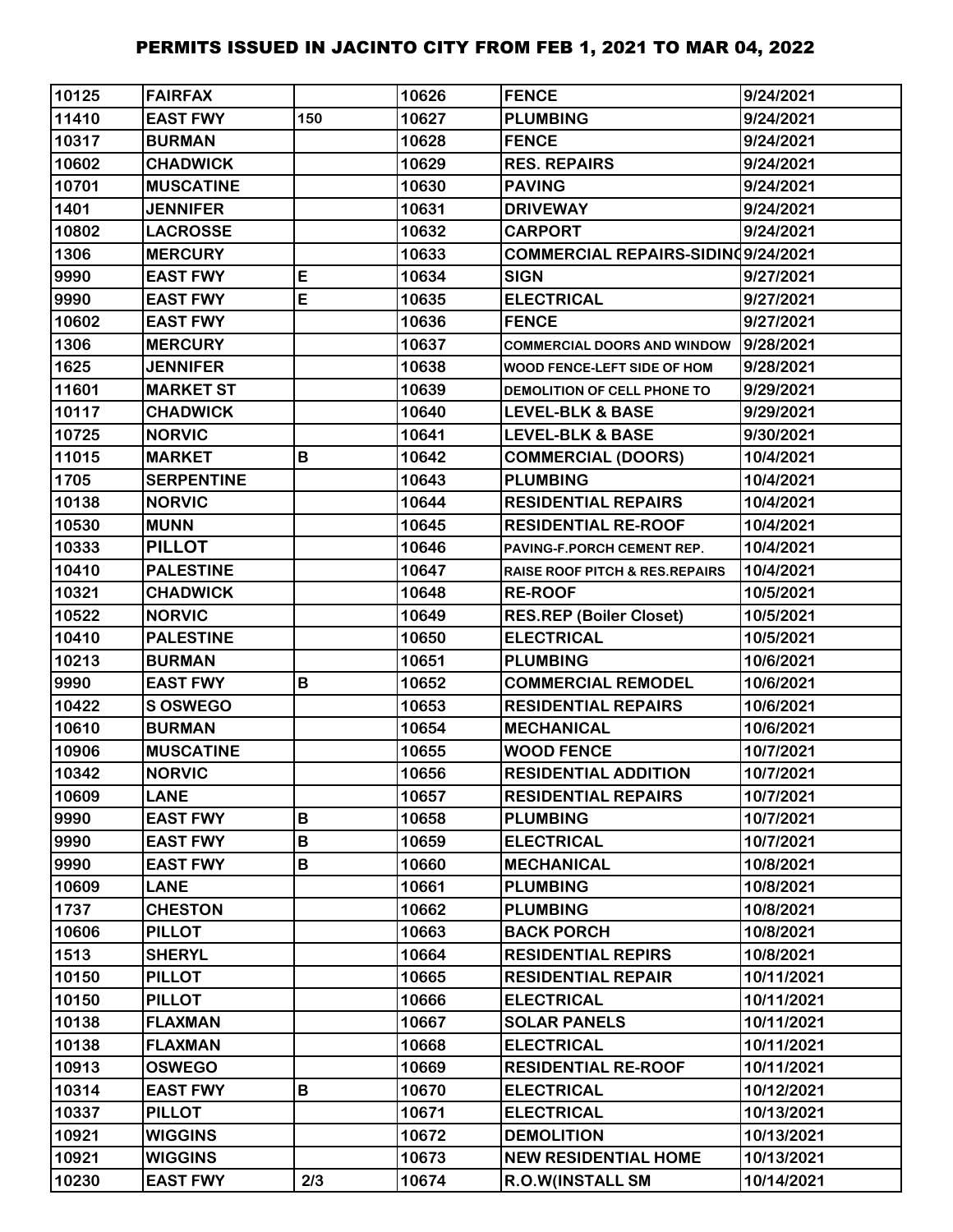# PERMITS ISSUED IN JACINTO CITY FROM FEB 1, 2021 TO MAR 04, 2022

| | | | | | |
|---|---|---|---|---|---|
| 10125 | FAIRFAX | | 10626 | FENCE | 9/24/2021 |
| 11410 | EAST FWY | 150 | 10627 | PLUMBING | 9/24/2021 |
| 10317 | BURMAN | | 10628 | FENCE | 9/24/2021 |
| 10602 | CHADWICK | | 10629 | RES. REPAIRS | 9/24/2021 |
| 10701 | MUSCATINE | | 10630 | PAVING | 9/24/2021 |
| 1401 | JENNIFER | | 10631 | DRIVEWAY | 9/24/2021 |
| 10802 | LACROSSE | | 10632 | CARPORT | 9/24/2021 |
| 1306 | MERCURY | | 10633 | COMMERCIAL REPAIRS-SIDING | 9/24/2021 |
| 9990 | EAST FWY | E | 10634 | SIGN | 9/27/2021 |
| 9990 | EAST FWY | E | 10635 | ELECTRICAL | 9/27/2021 |
| 10602 | EAST FWY | | 10636 | FENCE | 9/27/2021 |
| 1306 | MERCURY | | 10637 | COMMERCIAL DOORS AND WINDOW | 9/28/2021 |
| 1625 | JENNIFER | | 10638 | WOOD FENCE-LEFT SIDE OF HOM | 9/28/2021 |
| 11601 | MARKET ST | | 10639 | DEMOLITION OF CELL PHONE TO | 9/29/2021 |
| 10117 | CHADWICK | | 10640 | LEVEL-BLK & BASE | 9/29/2021 |
| 10725 | NORVIC | | 10641 | LEVEL-BLK & BASE | 9/30/2021 |
| 11015 | MARKET | B | 10642 | COMMERCIAL (DOORS) | 10/4/2021 |
| 1705 | SERPENTINE | | 10643 | PLUMBING | 10/4/2021 |
| 10138 | NORVIC | | 10644 | RESIDENTIAL REPAIRS | 10/4/2021 |
| 10530 | MUNN | | 10645 | RESIDENTIAL RE-ROOF | 10/4/2021 |
| 10333 | PILLOT | | 10646 | PAVING-F.PORCH CEMENT REP. | 10/4/2021 |
| 10410 | PALESTINE | | 10647 | RAISE ROOF PITCH & RES.REPAIRS | 10/4/2021 |
| 10321 | CHADWICK | | 10648 | RE-ROOF | 10/5/2021 |
| 10522 | NORVIC | | 10649 | RES.REP (Boiler Closet) | 10/5/2021 |
| 10410 | PALESTINE | | 10650 | ELECTRICAL | 10/5/2021 |
| 10213 | BURMAN | | 10651 | PLUMBING | 10/6/2021 |
| 9990 | EAST FWY | B | 10652 | COMMERCIAL REMODEL | 10/6/2021 |
| 10422 | S OSWEGO | | 10653 | RESIDENTIAL REPAIRS | 10/6/2021 |
| 10610 | BURMAN | | 10654 | MECHANICAL | 10/6/2021 |
| 10906 | MUSCATINE | | 10655 | WOOD FENCE | 10/7/2021 |
| 10342 | NORVIC | | 10656 | RESIDENTIAL ADDITION | 10/7/2021 |
| 10609 | LANE | | 10657 | RESIDENTIAL REPAIRS | 10/7/2021 |
| 9990 | EAST FWY | B | 10658 | PLUMBING | 10/7/2021 |
| 9990 | EAST FWY | B | 10659 | ELECTRICAL | 10/7/2021 |
| 9990 | EAST FWY | B | 10660 | MECHANICAL | 10/8/2021 |
| 10609 | LANE | | 10661 | PLUMBING | 10/8/2021 |
| 1737 | CHESTON | | 10662 | PLUMBING | 10/8/2021 |
| 10606 | PILLOT | | 10663 | BACK PORCH | 10/8/2021 |
| 1513 | SHERYL | | 10664 | RESIDENTIAL REPIRS | 10/8/2021 |
| 10150 | PILLOT | | 10665 | RESIDENTIAL REPAIR | 10/11/2021 |
| 10150 | PILLOT | | 10666 | ELECTRICAL | 10/11/2021 |
| 10138 | FLAXMAN | | 10667 | SOLAR PANELS | 10/11/2021 |
| 10138 | FLAXMAN | | 10668 | ELECTRICAL | 10/11/2021 |
| 10913 | OSWEGO | | 10669 | RESIDENTIAL RE-ROOF | 10/11/2021 |
| 10314 | EAST FWY | B | 10670 | ELECTRICAL | 10/12/2021 |
| 10337 | PILLOT | | 10671 | ELECTRICAL | 10/13/2021 |
| 10921 | WIGGINS | | 10672 | DEMOLITION | 10/13/2021 |
| 10921 | WIGGINS | | 10673 | NEW RESIDENTIAL HOME | 10/13/2021 |
| 10230 | EAST FWY | 2/3 | 10674 | R.O.W(INSTALL SM | 10/14/2021 |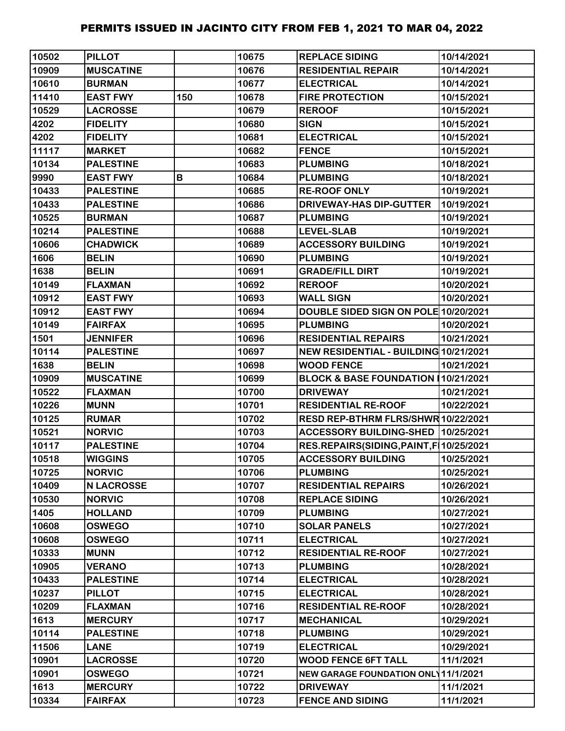# PERMITS ISSUED IN JACINTO CITY FROM FEB 1, 2021 TO MAR 04, 2022

| | | | | | |
|---|---|---|---|---|---|
| 10502 | PILLOT | | 10675 | REPLACE SIDING | 10/14/2021 |
| 10909 | MUSCATINE | | 10676 | RESIDENTIAL REPAIR | 10/14/2021 |
| 10610 | BURMAN | | 10677 | ELECTRICAL | 10/14/2021 |
| 11410 | EAST FWY | 150 | 10678 | FIRE PROTECTION | 10/15/2021 |
| 10529 | LACROSSE | | 10679 | REROOF | 10/15/2021 |
| 4202 | FIDELITY | | 10680 | SIGN | 10/15/2021 |
| 4202 | FIDELITY | | 10681 | ELECTRICAL | 10/15/2021 |
| 11117 | MARKET | | 10682 | FENCE | 10/15/2021 |
| 10134 | PALESTINE | | 10683 | PLUMBING | 10/18/2021 |
| 9990 | EAST FWY | B | 10684 | PLUMBING | 10/18/2021 |
| 10433 | PALESTINE | | 10685 | RE-ROOF ONLY | 10/19/2021 |
| 10433 | PALESTINE | | 10686 | DRIVEWAY-HAS DIP-GUTTER | 10/19/2021 |
| 10525 | BURMAN | | 10687 | PLUMBING | 10/19/2021 |
| 10214 | PALESTINE | | 10688 | LEVEL-SLAB | 10/19/2021 |
| 10606 | CHADWICK | | 10689 | ACCESSORY BUILDING | 10/19/2021 |
| 1606 | BELIN | | 10690 | PLUMBING | 10/19/2021 |
| 1638 | BELIN | | 10691 | GRADE/FILL DIRT | 10/19/2021 |
| 10149 | FLAXMAN | | 10692 | REROOF | 10/20/2021 |
| 10912 | EAST FWY | | 10693 | WALL SIGN | 10/20/2021 |
| 10912 | EAST FWY | | 10694 | DOUBLE SIDED SIGN ON POLE | 10/20/2021 |
| 10149 | FAIRFAX | | 10695 | PLUMBING | 10/20/2021 |
| 1501 | JENNIFER | | 10696 | RESIDENTIAL REPAIRS | 10/21/2021 |
| 10114 | PALESTINE | | 10697 | NEW RESIDENTIAL - BUILDING | 10/21/2021 |
| 1638 | BELIN | | 10698 | WOOD FENCE | 10/21/2021 |
| 10909 | MUSCATINE | | 10699 | BLOCK & BASE FOUNDATION I | 10/21/2021 |
| 10522 | FLAXMAN | | 10700 | DRIVEWAY | 10/21/2021 |
| 10226 | MUNN | | 10701 | RESIDENTIAL RE-ROOF | 10/22/2021 |
| 10125 | RUMAR | | 10702 | RESD REP-BTHRM FLRS/SHWR | 10/22/2021 |
| 10521 | NORVIC | | 10703 | ACCESSORY BUILDING-SHED | 10/25/2021 |
| 10117 | PALESTINE | | 10704 | RES.REPAIRS(SIDING,PAINT,F | 10/25/2021 |
| 10518 | WIGGINS | | 10705 | ACCESSORY BUILDING | 10/25/2021 |
| 10725 | NORVIC | | 10706 | PLUMBING | 10/25/2021 |
| 10409 | N LACROSSE | | 10707 | RESIDENTIAL REPAIRS | 10/26/2021 |
| 10530 | NORVIC | | 10708 | REPLACE SIDING | 10/26/2021 |
| 1405 | HOLLAND | | 10709 | PLUMBING | 10/27/2021 |
| 10608 | OSWEGO | | 10710 | SOLAR PANELS | 10/27/2021 |
| 10608 | OSWEGO | | 10711 | ELECTRICAL | 10/27/2021 |
| 10333 | MUNN | | 10712 | RESIDENTIAL RE-ROOF | 10/27/2021 |
| 10905 | VERANO | | 10713 | PLUMBING | 10/28/2021 |
| 10433 | PALESTINE | | 10714 | ELECTRICAL | 10/28/2021 |
| 10237 | PILLOT | | 10715 | ELECTRICAL | 10/28/2021 |
| 10209 | FLAXMAN | | 10716 | RESIDENTIAL RE-ROOF | 10/28/2021 |
| 1613 | MERCURY | | 10717 | MECHANICAL | 10/29/2021 |
| 10114 | PALESTINE | | 10718 | PLUMBING | 10/29/2021 |
| 11506 | LANE | | 10719 | ELECTRICAL | 10/29/2021 |
| 10901 | LACROSSE | | 10720 | WOOD FENCE 6FT TALL | 11/1/2021 |
| 10901 | OSWEGO | | 10721 | NEW GARAGE FOUNDATION ONLY | 11/1/2021 |
| 1613 | MERCURY | | 10722 | DRIVEWAY | 11/1/2021 |
| 10334 | FAIRFAX | | 10723 | FENCE AND SIDING | 11/1/2021 |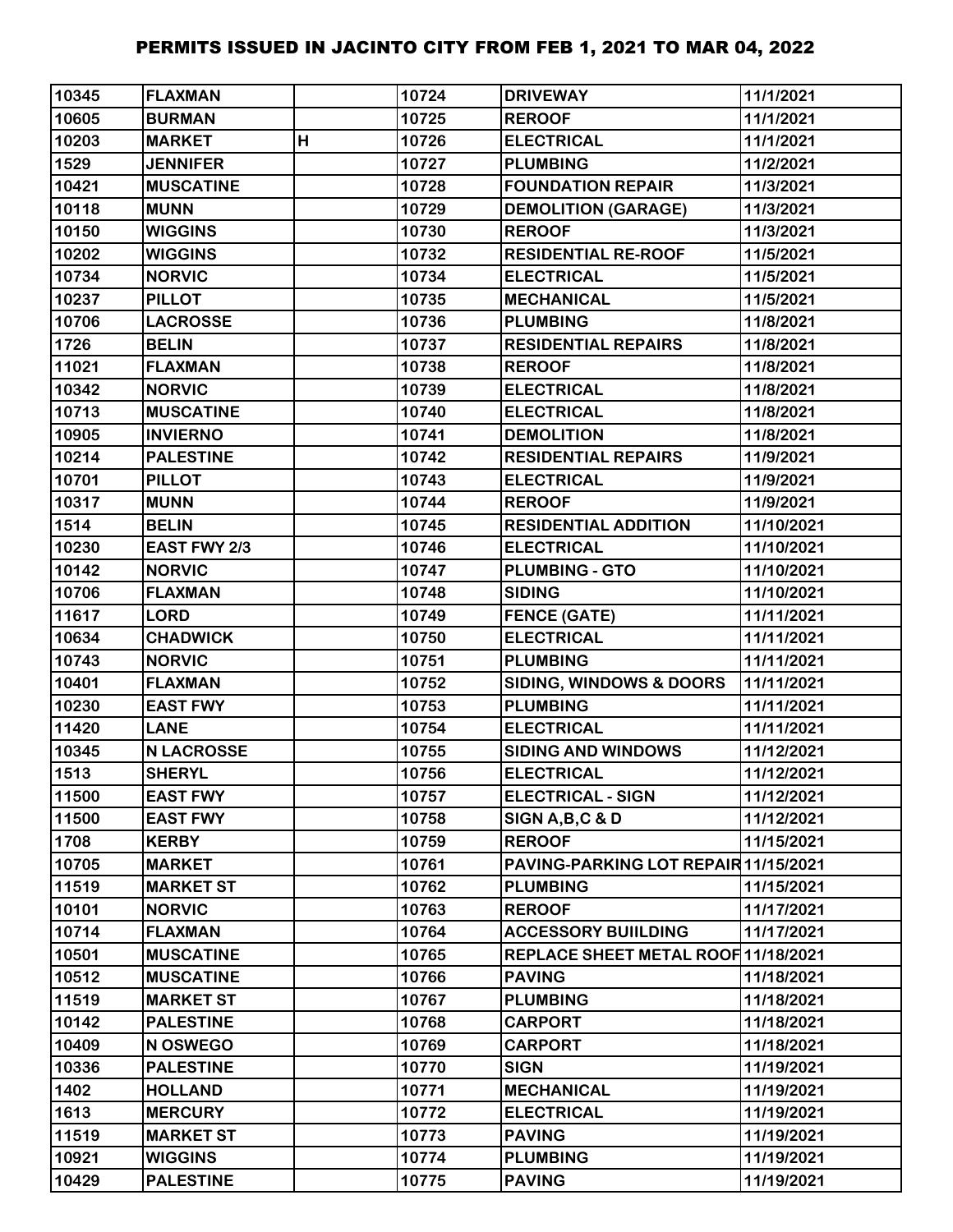# PERMITS ISSUED IN JACINTO CITY FROM FEB 1, 2021 TO MAR 04, 2022

| | | | | | |
|---|---|---|---|---|---|
| 10345 | FLAXMAN | | 10724 | DRIVEWAY | 11/1/2021 |
| 10605 | BURMAN | | 10725 | REROOF | 11/1/2021 |
| 10203 | MARKET | H | 10726 | ELECTRICAL | 11/1/2021 |
| 1529 | JENNIFER | | 10727 | PLUMBING | 11/2/2021 |
| 10421 | MUSCATINE | | 10728 | FOUNDATION REPAIR | 11/3/2021 |
| 10118 | MUNN | | 10729 | DEMOLITION (GARAGE) | 11/3/2021 |
| 10150 | WIGGINS | | 10730 | REROOF | 11/3/2021 |
| 10202 | WIGGINS | | 10732 | RESIDENTIAL RE-ROOF | 11/5/2021 |
| 10734 | NORVIC | | 10734 | ELECTRICAL | 11/5/2021 |
| 10237 | PILLOT | | 10735 | MECHANICAL | 11/5/2021 |
| 10706 | LACROSSE | | 10736 | PLUMBING | 11/8/2021 |
| 1726 | BELIN | | 10737 | RESIDENTIAL REPAIRS | 11/8/2021 |
| 11021 | FLAXMAN | | 10738 | REROOF | 11/8/2021 |
| 10342 | NORVIC | | 10739 | ELECTRICAL | 11/8/2021 |
| 10713 | MUSCATINE | | 10740 | ELECTRICAL | 11/8/2021 |
| 10905 | INVIERNO | | 10741 | DEMOLITION | 11/8/2021 |
| 10214 | PALESTINE | | 10742 | RESIDENTIAL REPAIRS | 11/9/2021 |
| 10701 | PILLOT | | 10743 | ELECTRICAL | 11/9/2021 |
| 10317 | MUNN | | 10744 | REROOF | 11/9/2021 |
| 1514 | BELIN | | 10745 | RESIDENTIAL ADDITION | 11/10/2021 |
| 10230 | EAST FWY 2/3 | | 10746 | ELECTRICAL | 11/10/2021 |
| 10142 | NORVIC | | 10747 | PLUMBING - GTO | 11/10/2021 |
| 10706 | FLAXMAN | | 10748 | SIDING | 11/10/2021 |
| 11617 | LORD | | 10749 | FENCE (GATE) | 11/11/2021 |
| 10634 | CHADWICK | | 10750 | ELECTRICAL | 11/11/2021 |
| 10743 | NORVIC | | 10751 | PLUMBING | 11/11/2021 |
| 10401 | FLAXMAN | | 10752 | SIDING, WINDOWS & DOORS | 11/11/2021 |
| 10230 | EAST FWY | | 10753 | PLUMBING | 11/11/2021 |
| 11420 | LANE | | 10754 | ELECTRICAL | 11/11/2021 |
| 10345 | N LACROSSE | | 10755 | SIDING AND WINDOWS | 11/12/2021 |
| 1513 | SHERYL | | 10756 | ELECTRICAL | 11/12/2021 |
| 11500 | EAST FWY | | 10757 | ELECTRICAL - SIGN | 11/12/2021 |
| 11500 | EAST FWY | | 10758 | SIGN A,B,C & D | 11/12/2021 |
| 1708 | KERBY | | 10759 | REROOF | 11/15/2021 |
| 10705 | MARKET | | 10761 | PAVING-PARKING LOT REPAIR | 11/15/2021 |
| 11519 | MARKET ST | | 10762 | PLUMBING | 11/15/2021 |
| 10101 | NORVIC | | 10763 | REROOF | 11/17/2021 |
| 10714 | FLAXMAN | | 10764 | ACCESSORY BUIILDING | 11/17/2021 |
| 10501 | MUSCATINE | | 10765 | REPLACE SHEET METAL ROOF | 11/18/2021 |
| 10512 | MUSCATINE | | 10766 | PAVING | 11/18/2021 |
| 11519 | MARKET ST | | 10767 | PLUMBING | 11/18/2021 |
| 10142 | PALESTINE | | 10768 | CARPORT | 11/18/2021 |
| 10409 | N OSWEGO | | 10769 | CARPORT | 11/18/2021 |
| 10336 | PALESTINE | | 10770 | SIGN | 11/19/2021 |
| 1402 | HOLLAND | | 10771 | MECHANICAL | 11/19/2021 |
| 1613 | MERCURY | | 10772 | ELECTRICAL | 11/19/2021 |
| 11519 | MARKET ST | | 10773 | PAVING | 11/19/2021 |
| 10921 | WIGGINS | | 10774 | PLUMBING | 11/19/2021 |
| 10429 | PALESTINE | | 10775 | PAVING | 11/19/2021 |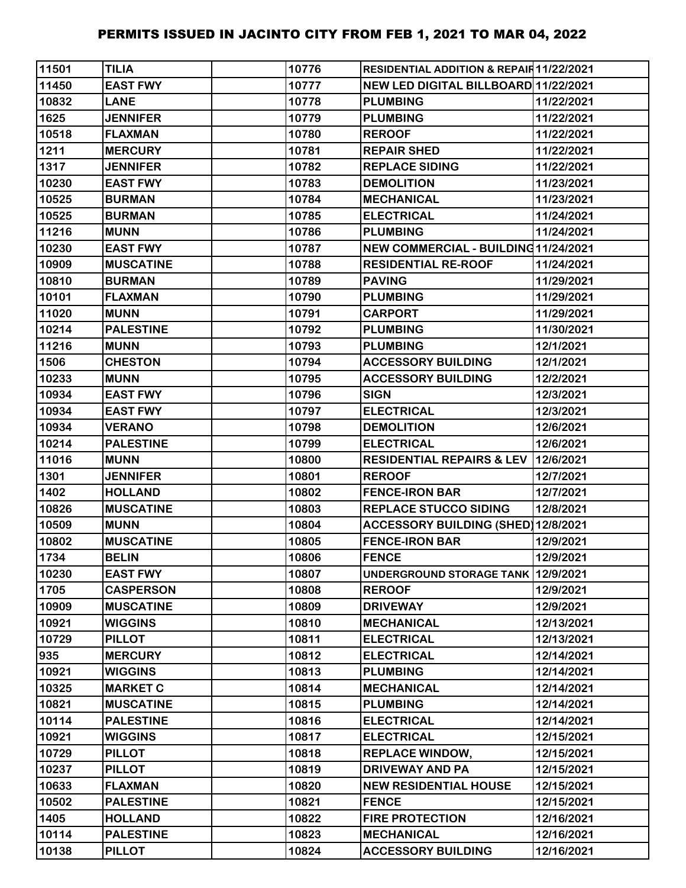# PERMITS ISSUED IN JACINTO CITY FROM FEB 1, 2021 TO MAR 04, 2022

| | | | | | |
|---|---|---|---|---|---|
| 11501 | TILIA | | 10776 | RESIDENTIAL ADDITION & REPAIR | 11/22/2021 |
| 11450 | EAST FWY | | 10777 | NEW LED DIGITAL BILLBOARD | 11/22/2021 |
| 10832 | LANE | | 10778 | PLUMBING | 11/22/2021 |
| 1625 | JENNIFER | | 10779 | PLUMBING | 11/22/2021 |
| 10518 | FLAXMAN | | 10780 | REROOF | 11/22/2021 |
| 1211 | MERCURY | | 10781 | REPAIR SHED | 11/22/2021 |
| 1317 | JENNIFER | | 10782 | REPLACE SIDING | 11/22/2021 |
| 10230 | EAST FWY | | 10783 | DEMOLITION | 11/23/2021 |
| 10525 | BURMAN | | 10784 | MECHANICAL | 11/23/2021 |
| 10525 | BURMAN | | 10785 | ELECTRICAL | 11/24/2021 |
| 11216 | MUNN | | 10786 | PLUMBING | 11/24/2021 |
| 10230 | EAST FWY | | 10787 | NEW COMMERCIAL - BUILDING | 11/24/2021 |
| 10909 | MUSCATINE | | 10788 | RESIDENTIAL RE-ROOF | 11/24/2021 |
| 10810 | BURMAN | | 10789 | PAVING | 11/29/2021 |
| 10101 | FLAXMAN | | 10790 | PLUMBING | 11/29/2021 |
| 11020 | MUNN | | 10791 | CARPORT | 11/29/2021 |
| 10214 | PALESTINE | | 10792 | PLUMBING | 11/30/2021 |
| 11216 | MUNN | | 10793 | PLUMBING | 12/1/2021 |
| 1506 | CHESTON | | 10794 | ACCESSORY BUILDING | 12/1/2021 |
| 10233 | MUNN | | 10795 | ACCESSORY BUILDING | 12/2/2021 |
| 10934 | EAST FWY | | 10796 | SIGN | 12/3/2021 |
| 10934 | EAST FWY | | 10797 | ELECTRICAL | 12/3/2021 |
| 10934 | VERANO | | 10798 | DEMOLITION | 12/6/2021 |
| 10214 | PALESTINE | | 10799 | ELECTRICAL | 12/6/2021 |
| 11016 | MUNN | | 10800 | RESIDENTIAL REPAIRS & LEV | 12/6/2021 |
| 1301 | JENNIFER | | 10801 | REROOF | 12/7/2021 |
| 1402 | HOLLAND | | 10802 | FENCE-IRON BAR | 12/7/2021 |
| 10826 | MUSCATINE | | 10803 | REPLACE STUCCO SIDING | 12/8/2021 |
| 10509 | MUNN | | 10804 | ACCESSORY BUILDING (SHED) | 12/8/2021 |
| 10802 | MUSCATINE | | 10805 | FENCE-IRON BAR | 12/9/2021 |
| 1734 | BELIN | | 10806 | FENCE | 12/9/2021 |
| 10230 | EAST FWY | | 10807 | UNDERGROUND STORAGE TANK | 12/9/2021 |
| 1705 | CASPERSON | | 10808 | REROOF | 12/9/2021 |
| 10909 | MUSCATINE | | 10809 | DRIVEWAY | 12/9/2021 |
| 10921 | WIGGINS | | 10810 | MECHANICAL | 12/13/2021 |
| 10729 | PILLOT | | 10811 | ELECTRICAL | 12/13/2021 |
| 935 | MERCURY | | 10812 | ELECTRICAL | 12/14/2021 |
| 10921 | WIGGINS | | 10813 | PLUMBING | 12/14/2021 |
| 10325 | MARKET C | | 10814 | MECHANICAL | 12/14/2021 |
| 10821 | MUSCATINE | | 10815 | PLUMBING | 12/14/2021 |
| 10114 | PALESTINE | | 10816 | ELECTRICAL | 12/14/2021 |
| 10921 | WIGGINS | | 10817 | ELECTRICAL | 12/15/2021 |
| 10729 | PILLOT | | 10818 | REPLACE WINDOW, | 12/15/2021 |
| 10237 | PILLOT | | 10819 | DRIVEWAY AND PA | 12/15/2021 |
| 10633 | FLAXMAN | | 10820 | NEW RESIDENTIAL HOUSE | 12/15/2021 |
| 10502 | PALESTINE | | 10821 | FENCE | 12/15/2021 |
| 1405 | HOLLAND | | 10822 | FIRE PROTECTION | 12/16/2021 |
| 10114 | PALESTINE | | 10823 | MECHANICAL | 12/16/2021 |
| 10138 | PILLOT | | 10824 | ACCESSORY BUILDING | 12/16/2021 |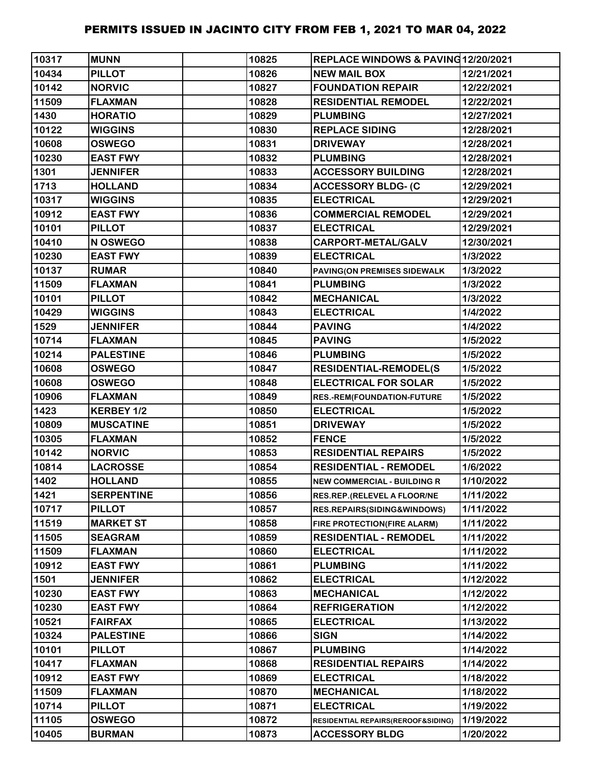# PERMITS ISSUED IN JACINTO CITY FROM FEB 1, 2021 TO MAR 04, 2022

| | | | | | |
|---|---|---|---|---|---|
| 10317 | MUNN | | 10825 | REPLACE WINDOWS & PAVING | 12/20/2021 |
| 10434 | PILLOT | | 10826 | NEW MAIL BOX | 12/21/2021 |
| 10142 | NORVIC | | 10827 | FOUNDATION REPAIR | 12/22/2021 |
| 11509 | FLAXMAN | | 10828 | RESIDENTIAL REMODEL | 12/22/2021 |
| 1430 | HORATIO | | 10829 | PLUMBING | 12/27/2021 |
| 10122 | WIGGINS | | 10830 | REPLACE SIDING | 12/28/2021 |
| 10608 | OSWEGO | | 10831 | DRIVEWAY | 12/28/2021 |
| 10230 | EAST FWY | | 10832 | PLUMBING | 12/28/2021 |
| 1301 | JENNIFER | | 10833 | ACCESSORY BUILDING | 12/28/2021 |
| 1713 | HOLLAND | | 10834 | ACCESSORY BLDG- (C | 12/29/2021 |
| 10317 | WIGGINS | | 10835 | ELECTRICAL | 12/29/2021 |
| 10912 | EAST FWY | | 10836 | COMMERCIAL REMODEL | 12/29/2021 |
| 10101 | PILLOT | | 10837 | ELECTRICAL | 12/29/2021 |
| 10410 | N OSWEGO | | 10838 | CARPORT-METAL/GALV | 12/30/2021 |
| 10230 | EAST FWY | | 10839 | ELECTRICAL | 1/3/2022 |
| 10137 | RUMAR | | 10840 | PAVING(ON PREMISES SIDEWALK | 1/3/2022 |
| 11509 | FLAXMAN | | 10841 | PLUMBING | 1/3/2022 |
| 10101 | PILLOT | | 10842 | MECHANICAL | 1/3/2022 |
| 10429 | WIGGINS | | 10843 | ELECTRICAL | 1/4/2022 |
| 1529 | JENNIFER | | 10844 | PAVING | 1/4/2022 |
| 10714 | FLAXMAN | | 10845 | PAVING | 1/5/2022 |
| 10214 | PALESTINE | | 10846 | PLUMBING | 1/5/2022 |
| 10608 | OSWEGO | | 10847 | RESIDENTIAL-REMODEL(S | 1/5/2022 |
| 10608 | OSWEGO | | 10848 | ELECTRICAL FOR SOLAR | 1/5/2022 |
| 10906 | FLAXMAN | | 10849 | RES.-REM(FOUNDATION-FUTURE | 1/5/2022 |
| 1423 | KERBEY 1/2 | | 10850 | ELECTRICAL | 1/5/2022 |
| 10809 | MUSCATINE | | 10851 | DRIVEWAY | 1/5/2022 |
| 10305 | FLAXMAN | | 10852 | FENCE | 1/5/2022 |
| 10142 | NORVIC | | 10853 | RESIDENTIAL REPAIRS | 1/5/2022 |
| 10814 | LACROSSE | | 10854 | RESIDENTIAL - REMODEL | 1/6/2022 |
| 1402 | HOLLAND | | 10855 | NEW COMMERCIAL - BUILDING R | 1/10/2022 |
| 1421 | SERPENTINE | | 10856 | RES.REP.(RELEVEL A FLOOR/NE | 1/11/2022 |
| 10717 | PILLOT | | 10857 | RES.REPAIRS(SIDING&WINDOWS) | 1/11/2022 |
| 11519 | MARKET ST | | 10858 | FIRE PROTECTION(FIRE ALARM) | 1/11/2022 |
| 11505 | SEAGRAM | | 10859 | RESIDENTIAL - REMODEL | 1/11/2022 |
| 11509 | FLAXMAN | | 10860 | ELECTRICAL | 1/11/2022 |
| 10912 | EAST FWY | | 10861 | PLUMBING | 1/11/2022 |
| 1501 | JENNIFER | | 10862 | ELECTRICAL | 1/12/2022 |
| 10230 | EAST FWY | | 10863 | MECHANICAL | 1/12/2022 |
| 10230 | EAST FWY | | 10864 | REFRIGERATION | 1/12/2022 |
| 10521 | FAIRFAX | | 10865 | ELECTRICAL | 1/13/2022 |
| 10324 | PALESTINE | | 10866 | SIGN | 1/14/2022 |
| 10101 | PILLOT | | 10867 | PLUMBING | 1/14/2022 |
| 10417 | FLAXMAN | | 10868 | RESIDENTIAL REPAIRS | 1/14/2022 |
| 10912 | EAST FWY | | 10869 | ELECTRICAL | 1/18/2022 |
| 11509 | FLAXMAN | | 10870 | MECHANICAL | 1/18/2022 |
| 10714 | PILLOT | | 10871 | ELECTRICAL | 1/19/2022 |
| 11105 | OSWEGO | | 10872 | RESIDENTIAL REPAIRS(REROOF&SIDING) | 1/19/2022 |
| 10405 | BURMAN | | 10873 | ACCESSORY BLDG | 1/20/2022 |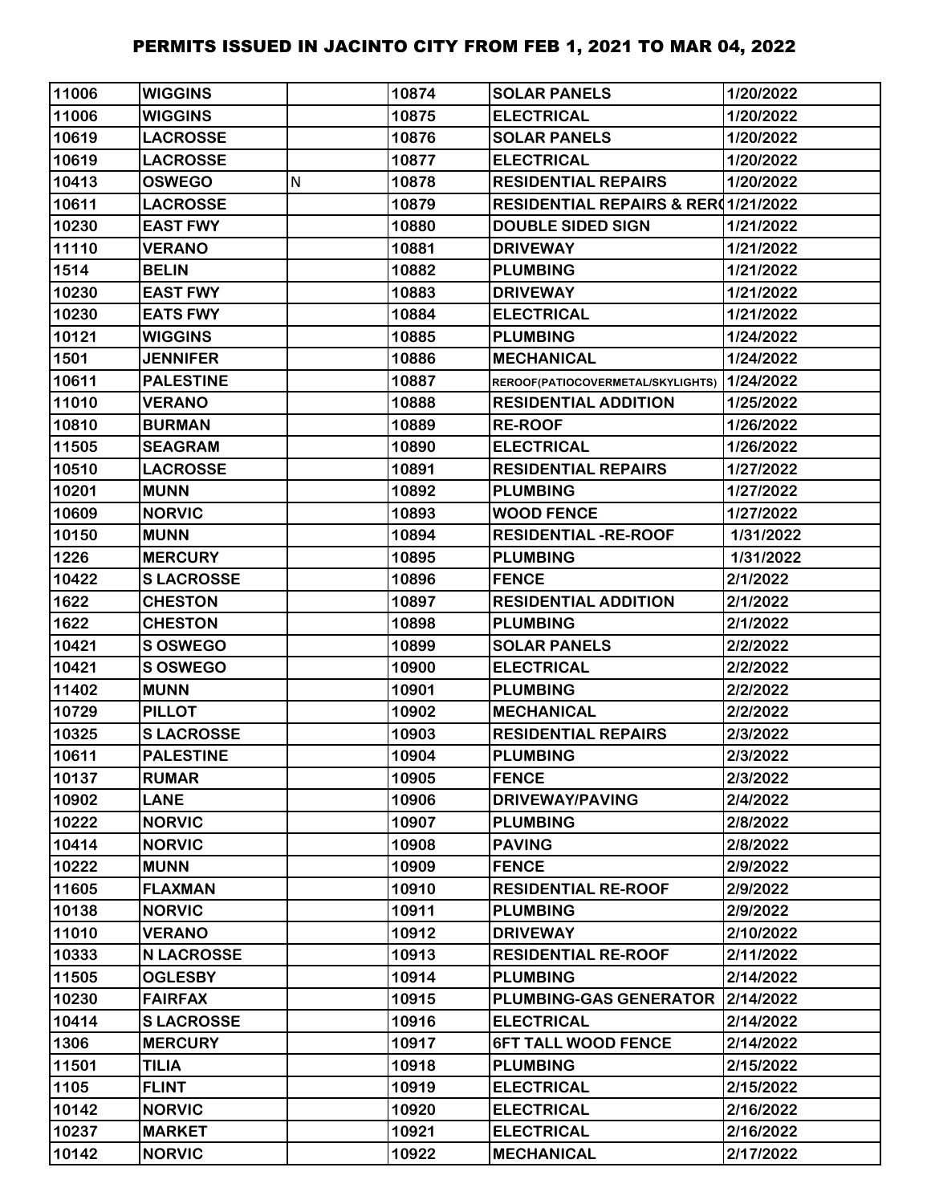| | | | | | |
|---|---|---|---|---|---|
| 11006 | WIGGINS | | 10874 | SOLAR PANELS | 1/20/2022 |
| 11006 | WIGGINS | | 10875 | ELECTRICAL | 1/20/2022 |
| 10619 | LACROSSE | | 10876 | SOLAR PANELS | 1/20/2022 |
| 10619 | LACROSSE | | 10877 | ELECTRICAL | 1/20/2022 |
| 10413 | OSWEGO | N | 10878 | RESIDENTIAL REPAIRS | 1/20/2022 |
| 10611 | LACROSSE | | 10879 | RESIDENTIAL REPAIRS & RER( | 1/21/2022 |
| 10230 | EAST FWY | | 10880 | DOUBLE SIDED SIGN | 1/21/2022 |
| 11110 | VERANO | | 10881 | DRIVEWAY | 1/21/2022 |
| 1514 | BELIN | | 10882 | PLUMBING | 1/21/2022 |
| 10230 | EAST FWY | | 10883 | DRIVEWAY | 1/21/2022 |
| 10230 | EATS FWY | | 10884 | ELECTRICAL | 1/21/2022 |
| 10121 | WIGGINS | | 10885 | PLUMBING | 1/24/2022 |
| 1501 | JENNIFER | | 10886 | MECHANICAL | 1/24/2022 |
| 10611 | PALESTINE | | 10887 | REROOF(PATIOCOVERMETAL/SKYLIGHTS) | 1/24/2022 |
| 11010 | VERANO | | 10888 | RESIDENTIAL ADDITION | 1/25/2022 |
| 10810 | BURMAN | | 10889 | RE-ROOF | 1/26/2022 |
| 11505 | SEAGRAM | | 10890 | ELECTRICAL | 1/26/2022 |
| 10510 | LACROSSE | | 10891 | RESIDENTIAL REPAIRS | 1/27/2022 |
| 10201 | MUNN | | 10892 | PLUMBING | 1/27/2022 |
| 10609 | NORVIC | | 10893 | WOOD FENCE | 1/27/2022 |
| 10150 | MUNN | | 10894 | RESIDENTIAL -RE-ROOF | 1/31/2022 |
| 1226 | MERCURY | | 10895 | PLUMBING | 1/31/2022 |
| 10422 | S LACROSSE | | 10896 | FENCE | 2/1/2022 |
| 1622 | CHESTON | | 10897 | RESIDENTIAL ADDITION | 2/1/2022 |
| 1622 | CHESTON | | 10898 | PLUMBING | 2/1/2022 |
| 10421 | S OSWEGO | | 10899 | SOLAR PANELS | 2/2/2022 |
| 10421 | S OSWEGO | | 10900 | ELECTRICAL | 2/2/2022 |
| 11402 | MUNN | | 10901 | PLUMBING | 2/2/2022 |
| 10729 | PILLOT | | 10902 | MECHANICAL | 2/2/2022 |
| 10325 | S LACROSSE | | 10903 | RESIDENTIAL REPAIRS | 2/3/2022 |
| 10611 | PALESTINE | | 10904 | PLUMBING | 2/3/2022 |
| 10137 | RUMAR | | 10905 | FENCE | 2/3/2022 |
| 10902 | LANE | | 10906 | DRIVEWAY/PAVING | 2/4/2022 |
| 10222 | NORVIC | | 10907 | PLUMBING | 2/8/2022 |
| 10414 | NORVIC | | 10908 | PAVING | 2/8/2022 |
| 10222 | MUNN | | 10909 | FENCE | 2/9/2022 |
| 11605 | FLAXMAN | | 10910 | RESIDENTIAL RE-ROOF | 2/9/2022 |
| 10138 | NORVIC | | 10911 | PLUMBING | 2/9/2022 |
| 11010 | VERANO | | 10912 | DRIVEWAY | 2/10/2022 |
| 10333 | N LACROSSE | | 10913 | RESIDENTIAL RE-ROOF | 2/11/2022 |
| 11505 | OGLESBY | | 10914 | PLUMBING | 2/14/2022 |
| 10230 | FAIRFAX | | 10915 | PLUMBING-GAS GENERATOR | 2/14/2022 |
| 10414 | S LACROSSE | | 10916 | ELECTRICAL | 2/14/2022 |
| 1306 | MERCURY | | 10917 | 6FT TALL WOOD FENCE | 2/14/2022 |
| 11501 | TILIA | | 10918 | PLUMBING | 2/15/2022 |
| 1105 | FLINT | | 10919 | ELECTRICAL | 2/15/2022 |
| 10142 | NORVIC | | 10920 | ELECTRICAL | 2/16/2022 |
| 10237 | MARKET | | 10921 | ELECTRICAL | 2/16/2022 |
| 10142 | NORVIC | | 10922 | MECHANICAL | 2/17/2022 |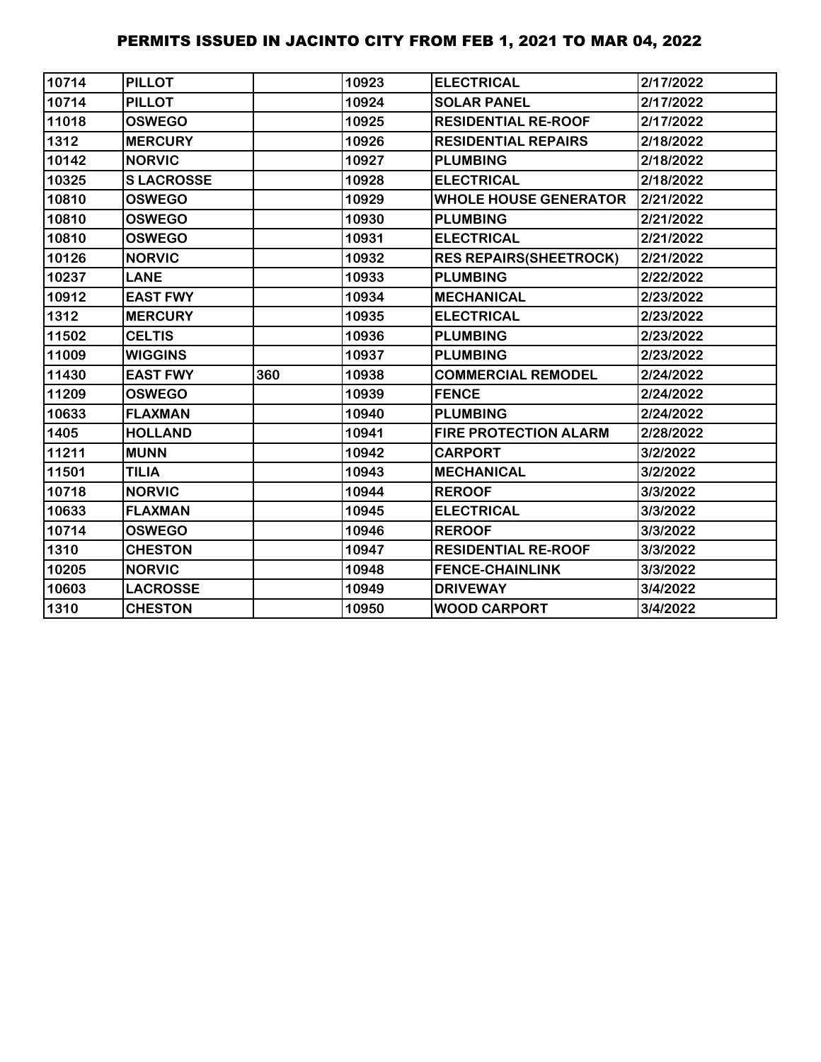# PERMITS ISSUED IN JACINTO CITY FROM FEB 1, 2021 TO MAR 04, 2022

| | | | | | |
|---|---|---|---|---|---|
| 10714 | PILLOT | | 10923 | ELECTRICAL | 2/17/2022 |
| 10714 | PILLOT | | 10924 | SOLAR PANEL | 2/17/2022 |
| 11018 | OSWEGO | | 10925 | RESIDENTIAL RE-ROOF | 2/17/2022 |
| 1312 | MERCURY | | 10926 | RESIDENTIAL REPAIRS | 2/18/2022 |
| 10142 | NORVIC | | 10927 | PLUMBING | 2/18/2022 |
| 10325 | S LACROSSE | | 10928 | ELECTRICAL | 2/18/2022 |
| 10810 | OSWEGO | | 10929 | WHOLE HOUSE GENERATOR | 2/21/2022 |
| 10810 | OSWEGO | | 10930 | PLUMBING | 2/21/2022 |
| 10810 | OSWEGO | | 10931 | ELECTRICAL | 2/21/2022 |
| 10126 | NORVIC | | 10932 | RES REPAIRS(SHEETROCK) | 2/21/2022 |
| 10237 | LANE | | 10933 | PLUMBING | 2/22/2022 |
| 10912 | EAST FWY | | 10934 | MECHANICAL | 2/23/2022 |
| 1312 | MERCURY | | 10935 | ELECTRICAL | 2/23/2022 |
| 11502 | CELTIS | | 10936 | PLUMBING | 2/23/2022 |
| 11009 | WIGGINS | | 10937 | PLUMBING | 2/23/2022 |
| 11430 | EAST FWY | 360 | 10938 | COMMERCIAL REMODEL | 2/24/2022 |
| 11209 | OSWEGO | | 10939 | FENCE | 2/24/2022 |
| 10633 | FLAXMAN | | 10940 | PLUMBING | 2/24/2022 |
| 1405 | HOLLAND | | 10941 | FIRE PROTECTION ALARM | 2/28/2022 |
| 11211 | MUNN | | 10942 | CARPORT | 3/2/2022 |
| 11501 | TILIA | | 10943 | MECHANICAL | 3/2/2022 |
| 10718 | NORVIC | | 10944 | REROOF | 3/3/2022 |
| 10633 | FLAXMAN | | 10945 | ELECTRICAL | 3/3/2022 |
| 10714 | OSWEGO | | 10946 | REROOF | 3/3/2022 |
| 1310 | CHESTON | | 10947 | RESIDENTIAL RE-ROOF | 3/3/2022 |
| 10205 | NORVIC | | 10948 | FENCE-CHAINLINK | 3/3/2022 |
| 10603 | LACROSSE | | 10949 | DRIVEWAY | 3/4/2022 |
| 1310 | CHESTON | | 10950 | WOOD CARPORT | 3/4/2022 |